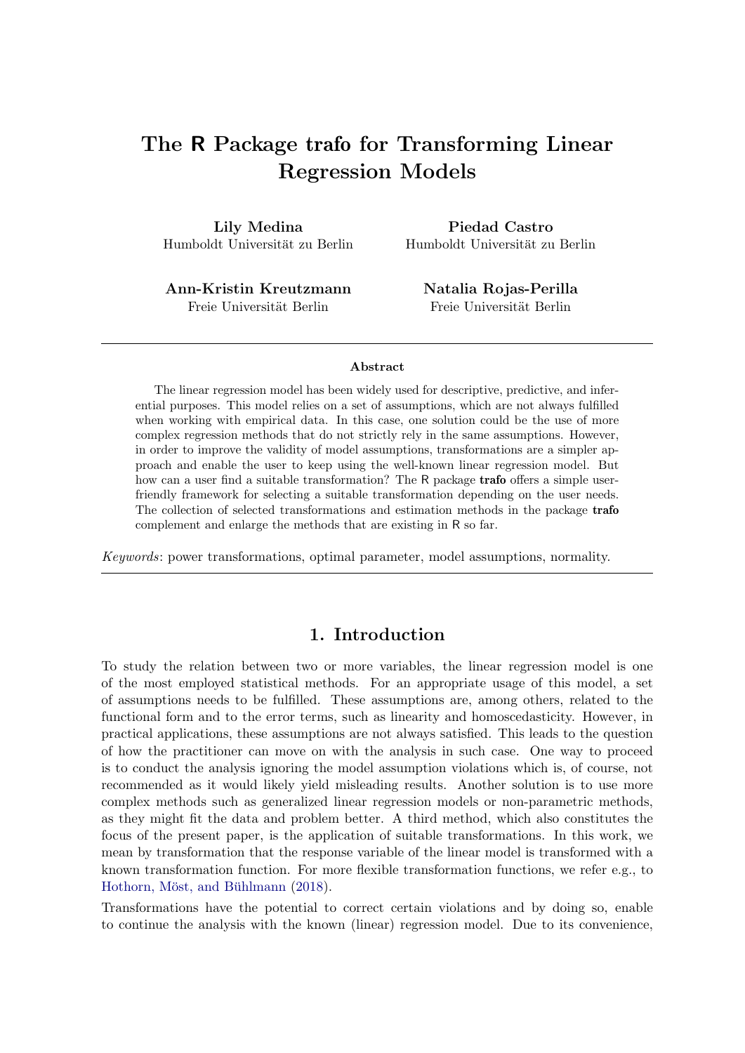# The R Package trafo for Transforming Linear Regression Models

**Lily Medina**
Humboldt Universität zu Berlin

**Piedad Castro**
Humboldt Universität zu Berlin

**Ann-Kristin Kreutzmann**
Freie Universität Berlin

**Natalia Rojas-Perilla**
Freie Universität Berlin

**Abstract**

The linear regression model has been widely used for descriptive, predictive, and inferential purposes. This model relies on a set of assumptions, which are not always fulfilled when working with empirical data. In this case, one solution could be the use of more complex regression methods that do not strictly rely in the same assumptions. However, in order to improve the validity of model assumptions, transformations are a simpler approach and enable the user to keep using the well-known linear regression model. But how can a user find a suitable transformation? The R package **trafo** offers a simple user-friendly framework for selecting a suitable transformation depending on the user needs. The collection of selected transformations and estimation methods in the package **trafo** complement and enlarge the methods that are existing in R so far.

*Keywords*: power transformations, optimal parameter, model assumptions, normality.

## 1. Introduction

To study the relation between two or more variables, the linear regression model is one of the most employed statistical methods. For an appropriate usage of this model, a set of assumptions needs to be fulfilled. These assumptions are, among others, related to the functional form and to the error terms, such as linearity and homoscedasticity. However, in practical applications, these assumptions are not always satisfied. This leads to the question of how the practitioner can move on with the analysis in such case. One way to proceed is to conduct the analysis ignoring the model assumption violations which is, of course, not recommended as it would likely yield misleading results. Another solution is to use more complex methods such as generalized linear regression models or non-parametric methods, as they might fit the data and problem better. A third method, which also constitutes the focus of the present paper, is the application of suitable transformations. In this work, we mean by transformation that the response variable of the linear model is transformed with a known transformation function. For more flexible transformation functions, we refer e.g., to Hothorn, Möst, and Bühlmann (2018).

Transformations have the potential to correct certain violations and by doing so, enable to continue the analysis with the known (linear) regression model. Due to its convenience,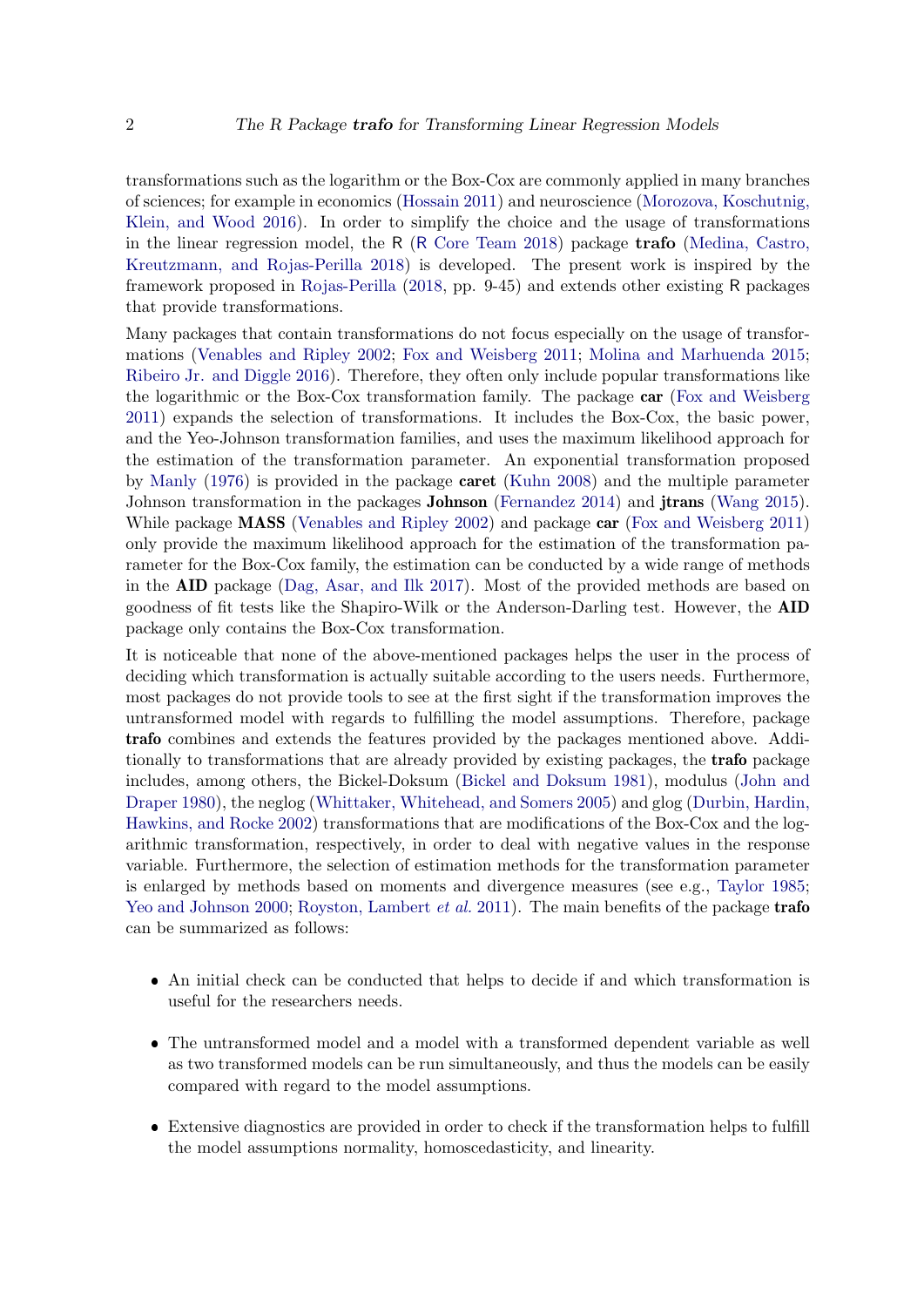transformations such as the logarithm or the Box-Cox are commonly applied in many branches of sciences; for example in economics (Hossain 2011) and neuroscience (Morozova, Koschutnig, Klein, and Wood 2016). In order to simplify the choice and the usage of transformations in the linear regression model, the R (R Core Team 2018) package **trafo** (Medina, Castro, Kreutzmann, and Rojas-Perilla 2018) is developed. The present work is inspired by the framework proposed in Rojas-Perilla (2018, pp. 9-45) and extends other existing R packages that provide transformations.

Many packages that contain transformations do not focus especially on the usage of transformations (Venables and Ripley 2002; Fox and Weisberg 2011; Molina and Marhuenda 2015; Ribeiro Jr. and Diggle 2016). Therefore, they often only include popular transformations like the logarithmic or the Box-Cox transformation family. The package **car** (Fox and Weisberg 2011) expands the selection of transformations. It includes the Box-Cox, the basic power, and the Yeo-Johnson transformation families, and uses the maximum likelihood approach for the estimation of the transformation parameter. An exponential transformation proposed by Manly (1976) is provided in the package **caret** (Kuhn 2008) and the multiple parameter Johnson transformation in the packages **Johnson** (Fernandez 2014) and **jtrans** (Wang 2015). While package **MASS** (Venables and Ripley 2002) and package **car** (Fox and Weisberg 2011) only provide the maximum likelihood approach for the estimation of the transformation parameter for the Box-Cox family, the estimation can be conducted by a wide range of methods in the **AID** package (Dag, Asar, and Ilk 2017). Most of the provided methods are based on goodness of fit tests like the Shapiro-Wilk or the Anderson-Darling test. However, the **AID** package only contains the Box-Cox transformation.

It is noticeable that none of the above-mentioned packages helps the user in the process of deciding which transformation is actually suitable according to the users needs. Furthermore, most packages do not provide tools to see at the first sight if the transformation improves the untransformed model with regards to fulfilling the model assumptions. Therefore, package **trafo** combines and extends the features provided by the packages mentioned above. Additionally to transformations that are already provided by existing packages, the **trafo** package includes, among others, the Bickel-Doksum (Bickel and Doksum 1981), modulus (John and Draper 1980), the neglog (Whittaker, Whitehead, and Somers 2005) and glog (Durbin, Hardin, Hawkins, and Rocke 2002) transformations that are modifications of the Box-Cox and the logarithmic transformation, respectively, in order to deal with negative values in the response variable. Furthermore, the selection of estimation methods for the transformation parameter is enlarged by methods based on moments and divergence measures (see e.g., Taylor 1985; Yeo and Johnson 2000; Royston, Lambert *et al.* 2011). The main benefits of the package **trafo** can be summarized as follows:

- An initial check can be conducted that helps to decide if and which transformation is useful for the researchers needs.
- The untransformed model and a model with a transformed dependent variable as well as two transformed models can be run simultaneously, and thus the models can be easily compared with regard to the model assumptions.
- Extensive diagnostics are provided in order to check if the transformation helps to fulfill the model assumptions normality, homoscedasticity, and linearity.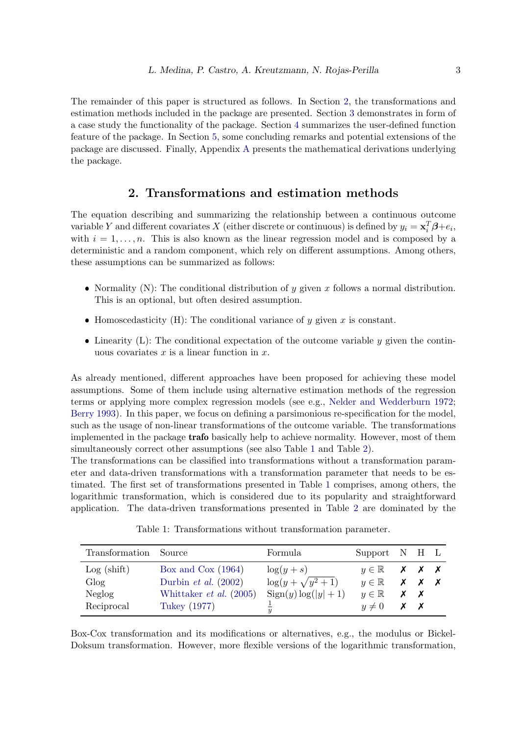The remainder of this paper is structured as follows. In Section 2, the transformations and estimation methods included in the package are presented. Section 3 demonstrates in form of a case study the functionality of the package. Section 4 summarizes the user-defined function feature of the package. In Section 5, some concluding remarks and potential extensions of the package are discussed. Finally, Appendix A presents the mathematical derivations underlying the package.

## 2. Transformations and estimation methods

The equation describing and summarizing the relationship between a continuous outcome variable $Y$ and different covariates $X$ (either discrete or continuous) is defined by $y_i = \mathbf{x}_i^T \boldsymbol{\beta} + e_i$, with $i = 1, \dots, n$. This is also known as the linear regression model and is composed by a deterministic and a random component, which rely on different assumptions. Among others, these assumptions can be summarized as follows:

- Normality (N): The conditional distribution of $y$ given $x$ follows a normal distribution. This is an optional, but often desired assumption.
- Homoscedasticity (H): The conditional variance of $y$ given $x$ is constant.
- Linearity (L): The conditional expectation of the outcome variable $y$ given the continuous covariates $x$ is a linear function in $x$.

As already mentioned, different approaches have been proposed for achieving these model assumptions. Some of them include using alternative estimation methods of the regression terms or applying more complex regression models (see e.g., Nelder and Wedderburn 1972; Berry 1993). In this paper, we focus on defining a parsimonious re-specification for the model, such as the usage of non-linear transformations of the outcome variable. The transformations implemented in the package **trafo** basically help to achieve normality. However, most of them simultaneously correct other assumptions (see also Table 1 and Table 2).
The transformations can be classified into transformations without a transformation parameter and data-driven transformations with a transformation parameter that needs to be estimated. The first set of transformations presented in Table 1 comprises, among others, the logarithmic transformation, which is considered due to its popularity and straightforward application. The data-driven transformations presented in Table 2 are dominated by the

Table 1: Transformations without transformation parameter.

| Transformation | Source | Formula | Support | N | H | L |
|---|---|---|---|---|---|---|
| Log (shift) | Box and Cox (1964) | $\log(y+s)$ | $y \in \mathbb{R}$ | ✗ | ✗ | ✗ |
| Glog | Durbin *et al.* (2002) | $\log(y+\sqrt{y^2+1})$ | $y \in \mathbb{R}$ | ✗ | ✗ | ✗ |
| Neglog | Whittaker *et al.* (2005) | $\text{Sign}(y)\log(\lvert y\rvert+1)$ | $y \in \mathbb{R}$ | ✗ | ✗ | |
| Reciprocal | Tukey (1977) | $\frac{1}{y}$ | $y \neq 0$ | ✗ | ✗ | |

Box-Cox transformation and its modifications or alternatives, e.g., the modulus or Bickel-Doksum transformation. However, more flexible versions of the logarithmic transformation,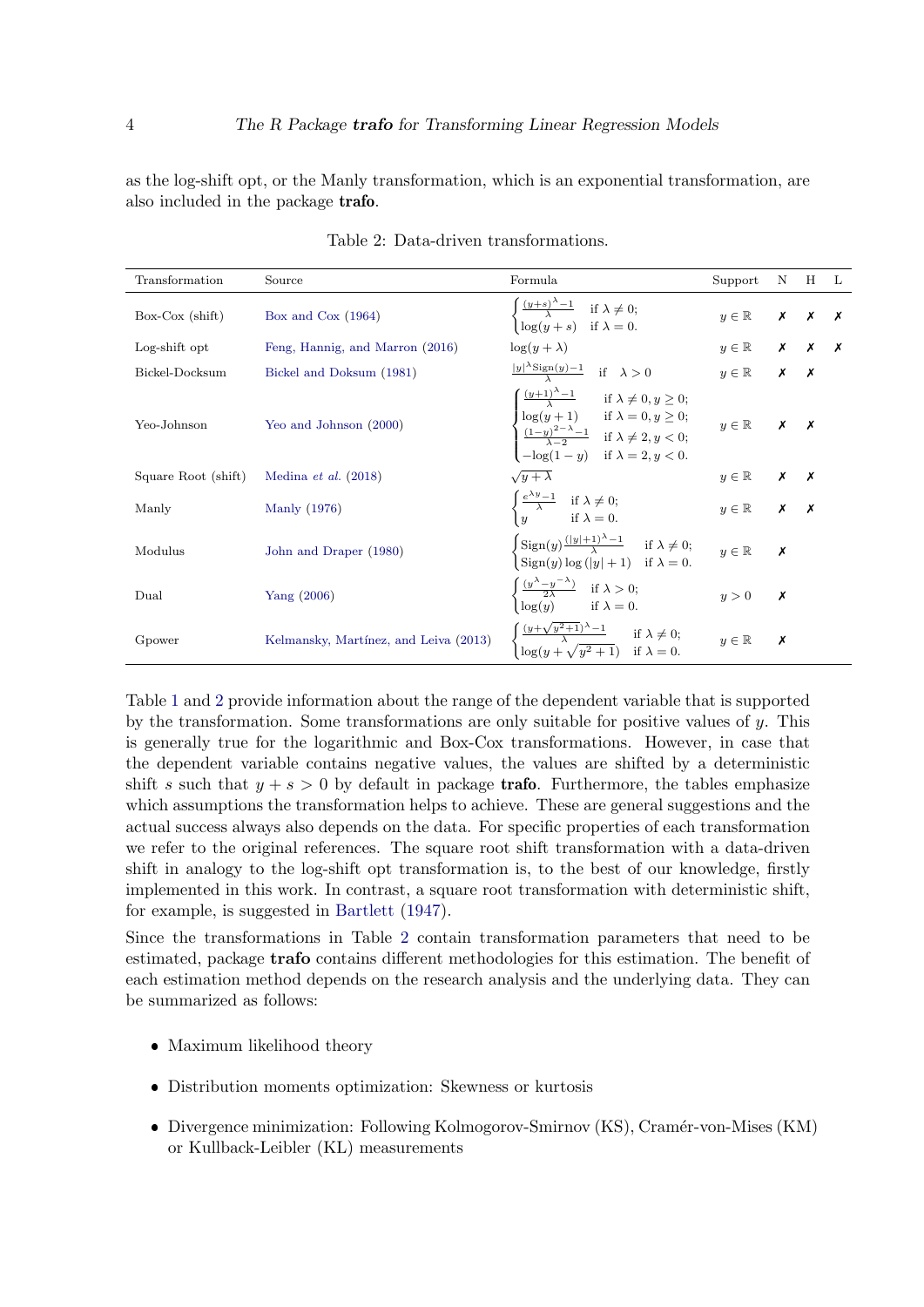as the log-shift opt, or the Manly transformation, which is an exponential transformation, are also included in the package **trafo**.

Table 2: Data-driven transformations.

| Transformation | Source | Formula | Support | N | H | L |
|---|---|---|---|---|---|---|
| Box-Cox (shift) | Box and Cox (1964) | $\begin{cases} \frac{(y+s)^{\lambda}-1}{\lambda} & \text{if } \lambda \neq 0; \\ \log(y+s) & \text{if } \lambda = 0. \end{cases}$ | $y \in \mathbb{R}$ | ✗ | ✗ | ✗ |
| Log-shift opt | Feng, Hannig, and Marron (2016) | $\log(y+\lambda)$ | $y \in \mathbb{R}$ | ✗ | ✗ | ✗ |
| Bickel-Docksum | Bickel and Doksum (1981) | $\frac{\lvert y \rvert^{\lambda}\text{Sign}(y)-1}{\lambda}$ if $\lambda > 0$ | $y \in \mathbb{R}$ | ✗ | ✗ | |
| Yeo-Johnson | Yeo and Johnson (2000) | $\begin{cases} \frac{(y+1)^{\lambda}-1}{\lambda} & \text{if } \lambda \neq 0, y \geq 0; \\ \log(y+1) & \text{if } \lambda = 0, y \geq 0; \\ \frac{(1-y)^{2-\lambda}-1}{\lambda-2} & \text{if } \lambda \neq 2, y < 0; \\ -\log(1-y) & \text{if } \lambda = 2, y < 0. \end{cases}$ | $y \in \mathbb{R}$ | ✗ | ✗ | |
| Square Root (shift) | Medina *et al.* (2018) | $\sqrt{y+\lambda}$ | $y \in \mathbb{R}$ | ✗ | ✗ | |
| Manly | Manly (1976) | $\begin{cases} \frac{e^{\lambda y}-1}{\lambda} & \text{if } \lambda \neq 0; \\ y & \text{if } \lambda = 0. \end{cases}$ | $y \in \mathbb{R}$ | ✗ | ✗ | |
| Modulus | John and Draper (1980) | $\begin{cases} \text{Sign}(y)\frac{(\lvert y \rvert+1)^{\lambda}-1}{\lambda} & \text{if } \lambda \neq 0; \\ \text{Sign}(y)\log(\lvert y \rvert+1) & \text{if } \lambda = 0. \end{cases}$ | $y \in \mathbb{R}$ | ✗ | | |
| Dual | Yang (2006) | $\begin{cases} \frac{(y^{\lambda}-y^{-\lambda})}{2\lambda} & \text{if } \lambda > 0; \\ \log(y) & \text{if } \lambda = 0. \end{cases}$ | $y > 0$ | ✗ | | |
| Gpower | Kelmansky, Martínez, and Leiva (2013) | $\begin{cases} \frac{(y+\sqrt{y^2+1})^{\lambda}-1}{\lambda} & \text{if } \lambda \neq 0; \\ \log(y+\sqrt{y^2+1}) & \text{if } \lambda = 0. \end{cases}$ | $y \in \mathbb{R}$ | ✗ | | |

Table 1 and 2 provide information about the range of the dependent variable that is supported by the transformation. Some transformations are only suitable for positive values of $y$. This is generally true for the logarithmic and Box-Cox transformations. However, in case that the dependent variable contains negative values, the values are shifted by a deterministic shift $s$ such that $y + s > 0$ by default in package **trafo**. Furthermore, the tables emphasize which assumptions the transformation helps to achieve. These are general suggestions and the actual success always also depends on the data. For specific properties of each transformation we refer to the original references. The square root shift transformation with a data-driven shift in analogy to the log-shift opt transformation is, to the best of our knowledge, firstly implemented in this work. In contrast, a square root transformation with deterministic shift, for example, is suggested in Bartlett (1947).

Since the transformations in Table 2 contain transformation parameters that need to be estimated, package **trafo** contains different methodologies for this estimation. The benefit of each estimation method depends on the research analysis and the underlying data. They can be summarized as follows:

- Maximum likelihood theory
- Distribution moments optimization: Skewness or kurtosis
- Divergence minimization: Following Kolmogorov-Smirnov (KS), Cramér-von-Mises (KM) or Kullback-Leibler (KL) measurements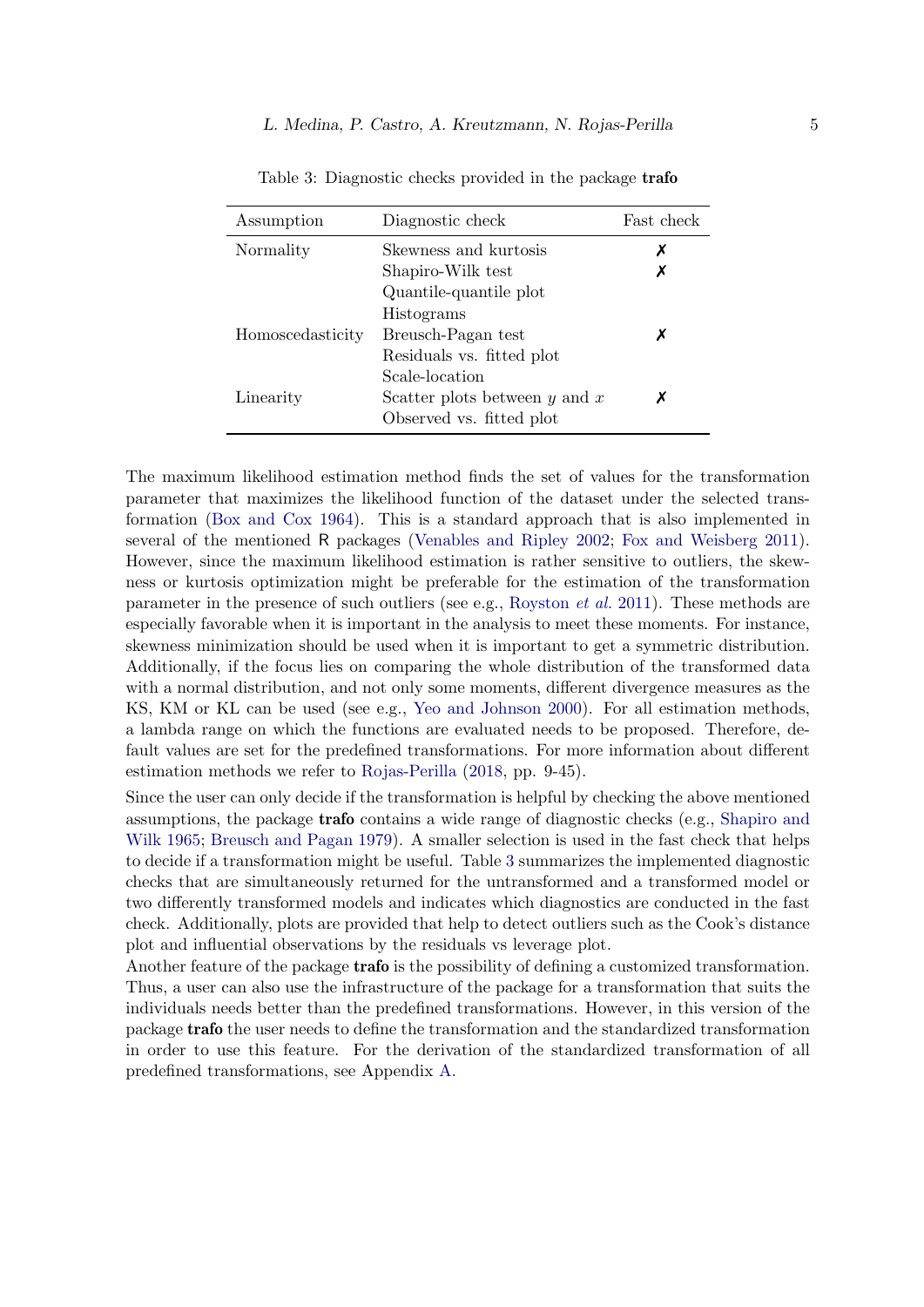Table 3: Diagnostic checks provided in the package **trafo**

| Assumption | Diagnostic check | Fast check |
| --- | --- | --- |
| Normality | Skewness and kurtosis | ✗ |
| | Shapiro-Wilk test | ✗ |
| | Quantile-quantile plot | |
| | Histograms | |
| Homoscedasticity | Breusch-Pagan test | ✗ |
| | Residuals vs. fitted plot | |
| | Scale-location | |
| Linearity | Scatter plots between $y$ and $x$ | ✗ |
| | Observed vs. fitted plot | |

The maximum likelihood estimation method finds the set of values for the transformation parameter that maximizes the likelihood function of the dataset under the selected transformation (Box and Cox 1964). This is a standard approach that is also implemented in several of the mentioned R packages (Venables and Ripley 2002; Fox and Weisberg 2011). However, since the maximum likelihood estimation is rather sensitive to outliers, the skewness or kurtosis optimization might be preferable for the estimation of the transformation parameter in the presence of such outliers (see e.g., Royston *et al.* 2011). These methods are especially favorable when it is important in the analysis to meet these moments. For instance, skewness minimization should be used when it is important to get a symmetric distribution. Additionally, if the focus lies on comparing the whole distribution of the transformed data with a normal distribution, and not only some moments, different divergence measures as the KS, KM or KL can be used (see e.g., Yeo and Johnson 2000). For all estimation methods, a lambda range on which the functions are evaluated needs to be proposed. Therefore, default values are set for the predefined transformations. For more information about different estimation methods we refer to Rojas-Perilla (2018, pp. 9-45).

Since the user can only decide if the transformation is helpful by checking the above mentioned assumptions, the package **trafo** contains a wide range of diagnostic checks (e.g., Shapiro and Wilk 1965; Breusch and Pagan 1979). A smaller selection is used in the fast check that helps to decide if a transformation might be useful. Table 3 summarizes the implemented diagnostic checks that are simultaneously returned for the untransformed and a transformed model or two differently transformed models and indicates which diagnostics are conducted in the fast check. Additionally, plots are provided that help to detect outliers such as the Cook's distance plot and influential observations by the residuals vs leverage plot.

Another feature of the package **trafo** is the possibility of defining a customized transformation. Thus, a user can also use the infrastructure of the package for a transformation that suits the individuals needs better than the predefined transformations. However, in this version of the package **trafo** the user needs to define the transformation and the standardized transformation in order to use this feature. For the derivation of the standardized transformation of all predefined transformations, see Appendix A.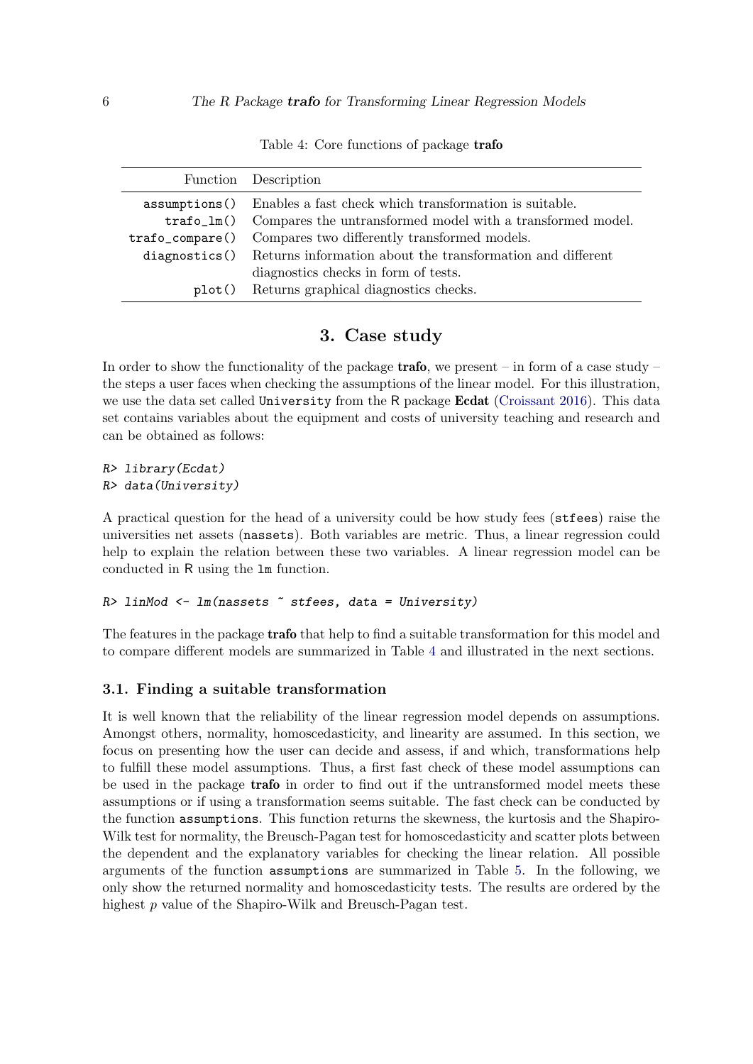Table 4: Core functions of package **trafo**

| Function | Description |
|---|---|
| `assumptions()` | Enables a fast check which transformation is suitable. |
| `trafo_lm()` | Compares the untransformed model with a transformed model. |
| `trafo_compare()` | Compares two differently transformed models. |
| `diagnostics()` | Returns information about the transformation and different diagnostics checks in form of tests. |
| `plot()` | Returns graphical diagnostics checks. |

## 3. Case study

In order to show the functionality of the package **trafo**, we present – in form of a case study – the steps a user faces when checking the assumptions of the linear model. For this illustration, we use the data set called `University` from the R package **Ecdat** (Croissant 2016). This data set contains variables about the equipment and costs of university teaching and research and can be obtained as follows:

```
R> library(Ecdat)
R> data(University)
```

A practical question for the head of a university could be how study fees (`stfees`) raise the universities net assets (`nassets`). Both variables are metric. Thus, a linear regression could help to explain the relation between these two variables. A linear regression model can be conducted in R using the `lm` function.

```
R> linMod <- lm(nassets ~ stfees, data = University)
```

The features in the package **trafo** that help to find a suitable transformation for this model and to compare different models are summarized in Table 4 and illustrated in the next sections.

### 3.1. Finding a suitable transformation

It is well known that the reliability of the linear regression model depends on assumptions. Amongst others, normality, homoscedasticity, and linearity are assumed. In this section, we focus on presenting how the user can decide and assess, if and which, transformations help to fulfill these model assumptions. Thus, a first fast check of these model assumptions can be used in the package **trafo** in order to find out if the untransformed model meets these assumptions or if using a transformation seems suitable. The fast check can be conducted by the function `assumptions`. This function returns the skewness, the kurtosis and the Shapiro-Wilk test for normality, the Breusch-Pagan test for homoscedasticity and scatter plots between the dependent and the explanatory variables for checking the linear relation. All possible arguments of the function `assumptions` are summarized in Table 5. In the following, we only show the returned normality and homoscedasticity tests. The results are ordered by the highest $p$ value of the Shapiro-Wilk and Breusch-Pagan test.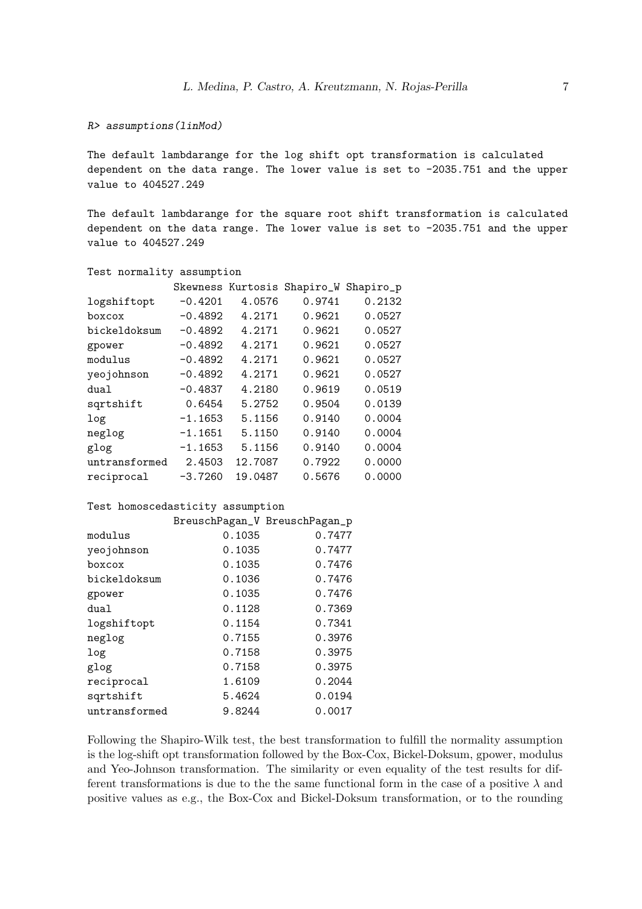```
R> assumptions(linMod)

The default lambdarange for the log shift opt transformation is calculated
dependent on the data range. The lower value is set to -2035.751 and the upper
value to 404527.249

The default lambdarange for the square root shift transformation is calculated
dependent on the data range. The lower value is set to -2035.751 and the upper
value to 404527.249

Test normality assumption
              Skewness Kurtosis Shapiro_W Shapiro_p
logshiftopt    -0.4201   4.0576    0.9741    0.2132
boxcox         -0.4892   4.2171    0.9621    0.0527
bickeldoksum   -0.4892   4.2171    0.9621    0.0527
gpower         -0.4892   4.2171    0.9621    0.0527
modulus        -0.4892   4.2171    0.9621    0.0527
yeojohnson     -0.4892   4.2171    0.9621    0.0527
dual           -0.4837   4.2180    0.9619    0.0519
sqrtshift       0.6454   5.2752    0.9504    0.0139
log            -1.1653   5.1156    0.9140    0.0004
neglog         -1.1651   5.1150    0.9140    0.0004
glog           -1.1653   5.1156    0.9140    0.0004
untransformed   2.4503  12.7087    0.7922    0.0000
reciprocal     -3.7260  19.0487    0.5676    0.0000

Test homoscedasticity assumption
              BreuschPagan_V BreuschPagan_p
modulus               0.1035         0.7477
yeojohnson            0.1035         0.7477
boxcox                0.1035         0.7476
bickeldoksum          0.1036         0.7476
gpower                0.1035         0.7476
dual                  0.1128         0.7369
logshiftopt           0.1154         0.7341
neglog                0.7155         0.3976
log                   0.7158         0.3975
glog                  0.7158         0.3975
reciprocal            1.6109         0.2044
sqrtshift             5.4624         0.0194
untransformed         9.8244         0.0017
```

Following the Shapiro-Wilk test, the best transformation to fulfill the normality assumption is the log-shift opt transformation followed by the Box-Cox, Bickel-Doksum, gpower, modulus and Yeo-Johnson transformation. The similarity or even equality of the test results for different transformations is due to the the same functional form in the case of a positive $\lambda$ and positive values as e.g., the Box-Cox and Bickel-Doksum transformation, or to the rounding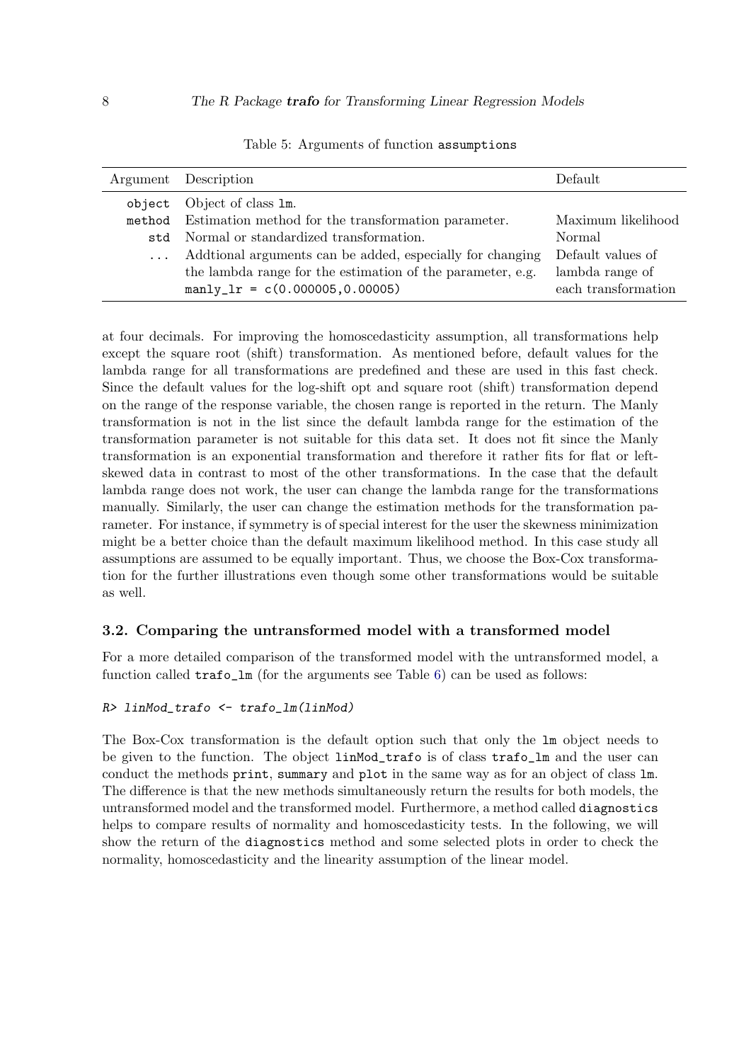Table 5: Arguments of function `assumptions`

| Argument | Description | Default |
|---|---|---|
| `object` | Object of class `lm`. | |
| `method` | Estimation method for the transformation parameter. | Maximum likelihood |
| `std` | Normal or standardized transformation. | Normal |
| `...` | Addtional arguments can be added, especially for changing the lambda range for the estimation of the parameter, e.g. `manly_lr = c(0.000005,0.00005)` | Default values of lambda range of each transformation |

at four decimals. For improving the homoscedasticity assumption, all transformations help except the square root (shift) transformation. As mentioned before, default values for the lambda range for all transformations are predefined and these are used in this fast check. Since the default values for the log-shift opt and square root (shift) transformation depend on the range of the response variable, the chosen range is reported in the return. The Manly transformation is not in the list since the default lambda range for the estimation of the transformation parameter is not suitable for this data set. It does not fit since the Manly transformation is an exponential transformation and therefore it rather fits for flat or left-skewed data in contrast to most of the other transformations. In the case that the default lambda range does not work, the user can change the lambda range for the transformations manually. Similarly, the user can change the estimation methods for the transformation parameter. For instance, if symmetry is of special interest for the user the skewness minimization might be a better choice than the default maximum likelihood method. In this case study all assumptions are assumed to be equally important. Thus, we choose the Box-Cox transformation for the further illustrations even though some other transformations would be suitable as well.

### 3.2. Comparing the untransformed model with a transformed model

For a more detailed comparison of the transformed model with the untransformed model, a function called `trafo_lm` (for the arguments see Table 6) can be used as follows:

```
R> linMod_trafo <- trafo_lm(linMod)
```

The Box-Cox transformation is the default option such that only the `lm` object needs to be given to the function. The object `linMod_trafo` is of class `trafo_lm` and the user can conduct the methods `print`, `summary` and `plot` in the same way as for an object of class `lm`. The difference is that the new methods simultaneously return the results for both models, the untransformed model and the transformed model. Furthermore, a method called `diagnostics` helps to compare results of normality and homoscedasticity tests. In the following, we will show the return of the `diagnostics` method and some selected plots in order to check the normality, homoscedasticity and the linearity assumption of the linear model.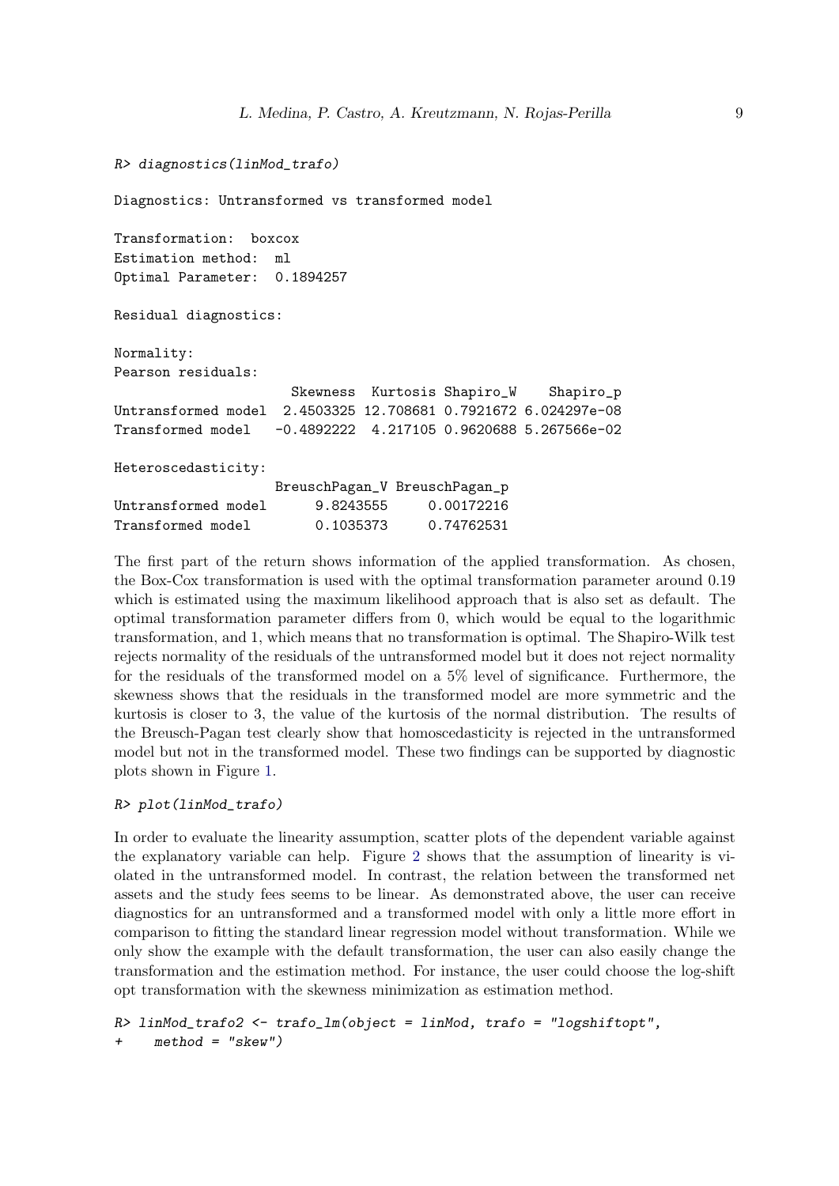```
R> diagnostics(linMod_trafo)

Diagnostics: Untransformed vs transformed model

Transformation:  boxcox
Estimation method:  ml
Optimal Parameter:  0.1894257

Residual diagnostics:

Normality:
Pearson residuals:
                     Skewness  Kurtosis Shapiro_W    Shapiro_p
Untransformed model  2.4503325 12.708681 0.7921672 6.024297e-08
Transformed model   -0.4892222  4.217105 0.9620688 5.267566e-02

Heteroscedasticity:
                    BreuschPagan_V BreuschPagan_p
Untransformed model      9.8243555     0.00172216
Transformed model        0.1035373     0.74762531
```

The first part of the return shows information of the applied transformation. As chosen, the Box-Cox transformation is used with the optimal transformation parameter around 0.19 which is estimated using the maximum likelihood approach that is also set as default. The optimal transformation parameter differs from 0, which would be equal to the logarithmic transformation, and 1, which means that no transformation is optimal. The Shapiro-Wilk test rejects normality of the residuals of the untransformed model but it does not reject normality for the residuals of the transformed model on a 5% level of significance. Furthermore, the skewness shows that the residuals in the transformed model are more symmetric and the kurtosis is closer to 3, the value of the kurtosis of the normal distribution. The results of the Breusch-Pagan test clearly show that homoscedasticity is rejected in the untransformed model but not in the transformed model. These two findings can be supported by diagnostic plots shown in Figure 1.

```
R> plot(linMod_trafo)
```

In order to evaluate the linearity assumption, scatter plots of the dependent variable against the explanatory variable can help. Figure 2 shows that the assumption of linearity is violated in the untransformed model. In contrast, the relation between the transformed net assets and the study fees seems to be linear. As demonstrated above, the user can receive diagnostics for an untransformed and a transformed model with only a little more effort in comparison to fitting the standard linear regression model without transformation. While we only show the example with the default transformation, the user can also easily change the transformation and the estimation method. For instance, the user could choose the log-shift opt transformation with the skewness minimization as estimation method.

```
R> linMod_trafo2 <- trafo_lm(object = linMod, trafo = "logshiftopt",
+    method = "skew")
```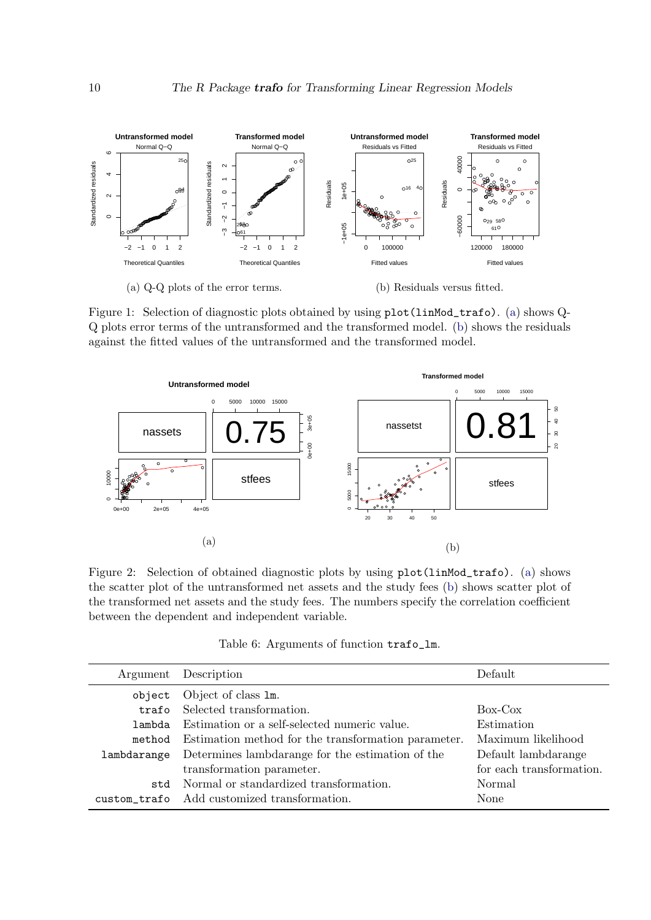(a) Q-Q plots of the error terms.

(b) Residuals versus fitted.

Figure 1: Selection of diagnostic plots obtained by using `plot(linMod_trafo)`. (a) shows Q-Q plots error terms of the untransformed and the transformed model. (b) shows the residuals against the fitted values of the untransformed and the transformed model.

(a)

(b)

Figure 2: Selection of obtained diagnostic plots by using `plot(linMod_trafo)`. (a) shows the scatter plot of the untransformed net assets and the study fees (b) shows scatter plot of the transformed net assets and the study fees. The numbers specify the correlation coefficient between the dependent and independent variable.

Table 6: Arguments of function `trafo_lm`.

| Argument | Description | Default |
|---|---|---|
| `object` | Object of class `lm`. | |
| `trafo` | Selected transformation. | Box-Cox |
| `lambda` | Estimation or a self-selected numeric value. | Estimation |
| `method` | Estimation method for the transformation parameter. | Maximum likelihood |
| `lambdarange` | Determines lambdarange for the estimation of the transformation parameter. | Default lambdarange for each transformation. |
| `std` | Normal or standardized transformation. | Normal |
| `custom_trafo` | Add customized transformation. | None |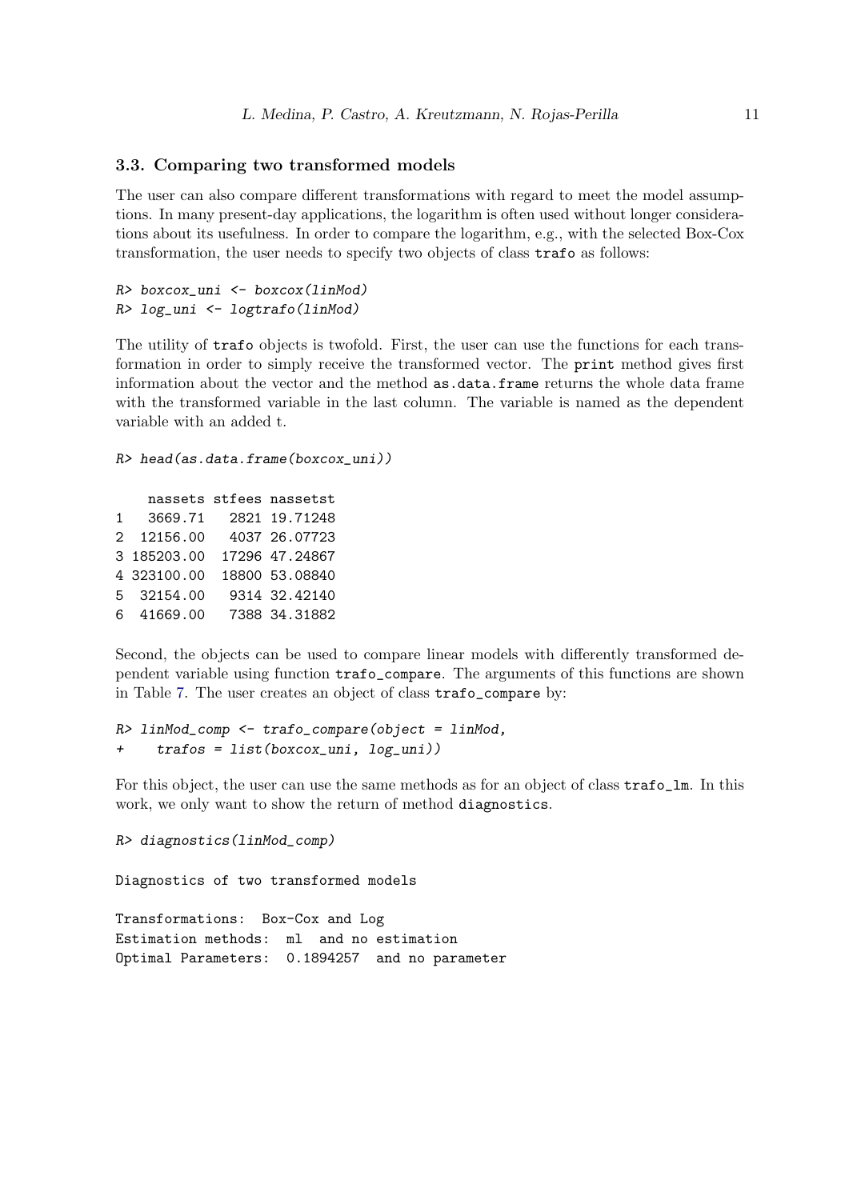### 3.3. Comparing two transformed models

The user can also compare different transformations with regard to meet the model assumptions. In many present-day applications, the logarithm is often used without longer considerations about its usefulness. In order to compare the logarithm, e.g., with the selected Box-Cox transformation, the user needs to specify two objects of class `trafo` as follows:

```
R> boxcox_uni <- boxcox(linMod)
R> log_uni <- logtrafo(linMod)
```

The utility of `trafo` objects is twofold. First, the user can use the functions for each transformation in order to simply receive the transformed vector. The `print` method gives first information about the vector and the method `as.data.frame` returns the whole data frame with the transformed variable in the last column. The variable is named as the dependent variable with an added t.

```
R> head(as.data.frame(boxcox_uni))

    nassets stfees nassetst
1   3669.71   2821 19.71248
2  12156.00   4037 26.07723
3 185203.00  17296 47.24867
4 323100.00  18800 53.08840
5  32154.00   9314 32.42140
6  41669.00   7388 34.31882
```

Second, the objects can be used to compare linear models with differently transformed dependent variable using function `trafo_compare`. The arguments of this functions are shown in Table 7. The user creates an object of class `trafo_compare` by:

```
R> linMod_comp <- trafo_compare(object = linMod,
+    trafos = list(boxcox_uni, log_uni))
```

For this object, the user can use the same methods as for an object of class `trafo_lm`. In this work, we only want to show the return of method `diagnostics`.

```
R> diagnostics(linMod_comp)

Diagnostics of two transformed models

Transformations:  Box-Cox and Log
Estimation methods:  ml  and no estimation
Optimal Parameters:  0.1894257  and no parameter
```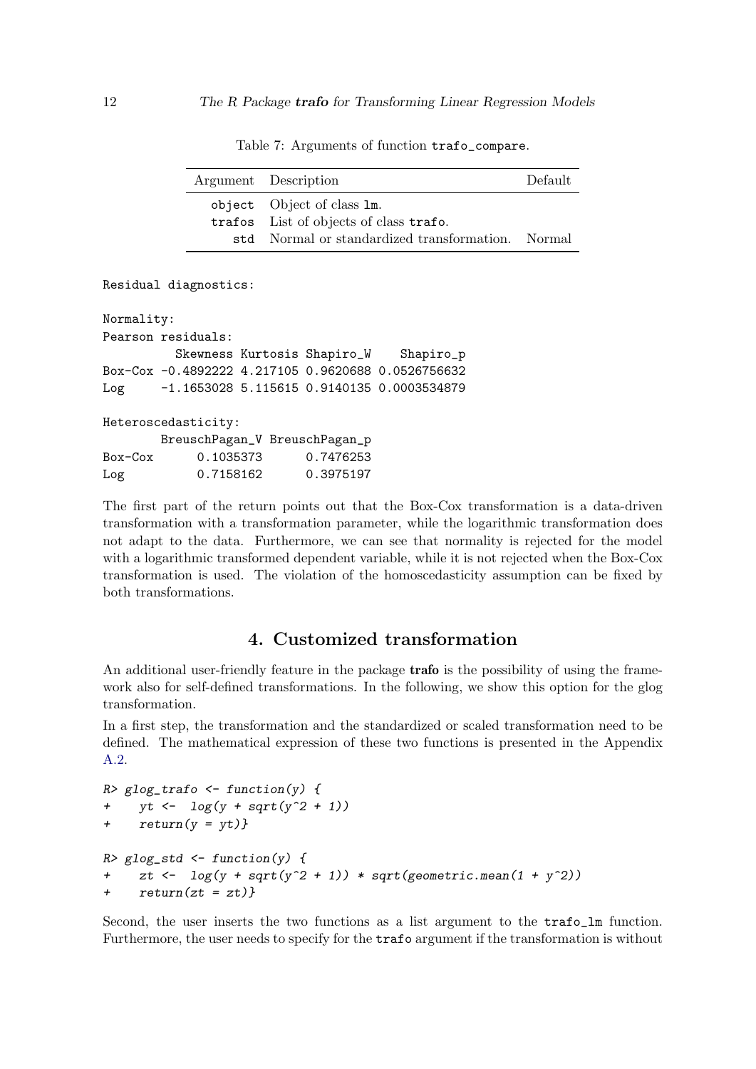Table 7: Arguments of function `trafo_compare`.

| Argument | Description | Default |
|---|---|---|
| `object` | Object of class `lm`. | |
| `trafos` | List of objects of class `trafo`. | |
| `std` | Normal or standardized transformation. | Normal |

```
Residual diagnostics:

Normality:
Pearson residuals:
          Skewness Kurtosis Shapiro_W    Shapiro_p
Box-Cox -0.4892222 4.217105 0.9620688 0.0526756632
Log     -1.1653028 5.115615 0.9140135 0.0003534879

Heteroscedasticity:
        BreuschPagan_V BreuschPagan_p
Box-Cox      0.1035373      0.7476253
Log          0.7158162      0.3975197
```

The first part of the return points out that the Box-Cox transformation is a data-driven transformation with a transformation parameter, while the logarithmic transformation does not adapt to the data. Furthermore, we can see that normality is rejected for the model with a logarithmic transformed dependent variable, while it is not rejected when the Box-Cox transformation is used. The violation of the homoscedasticity assumption can be fixed by both transformations.

# 4. Customized transformation

An additional user-friendly feature in the package **trafo** is the possibility of using the framework also for self-defined transformations. In the following, we show this option for the glog transformation.

In a first step, the transformation and the standardized or scaled transformation need to be defined. The mathematical expression of these two functions is presented in the Appendix A.2.

```
R> glog_trafo <- function(y) {
+    yt <-  log(y + sqrt(y^2 + 1))
+    return(y = yt)}

R> glog_std <- function(y) {
+    zt <-  log(y + sqrt(y^2 + 1)) * sqrt(geometric.mean(1 + y^2))
+    return(zt = zt)}
```

Second, the user inserts the two functions as a list argument to the `trafo_lm` function. Furthermore, the user needs to specify for the `trafo` argument if the transformation is without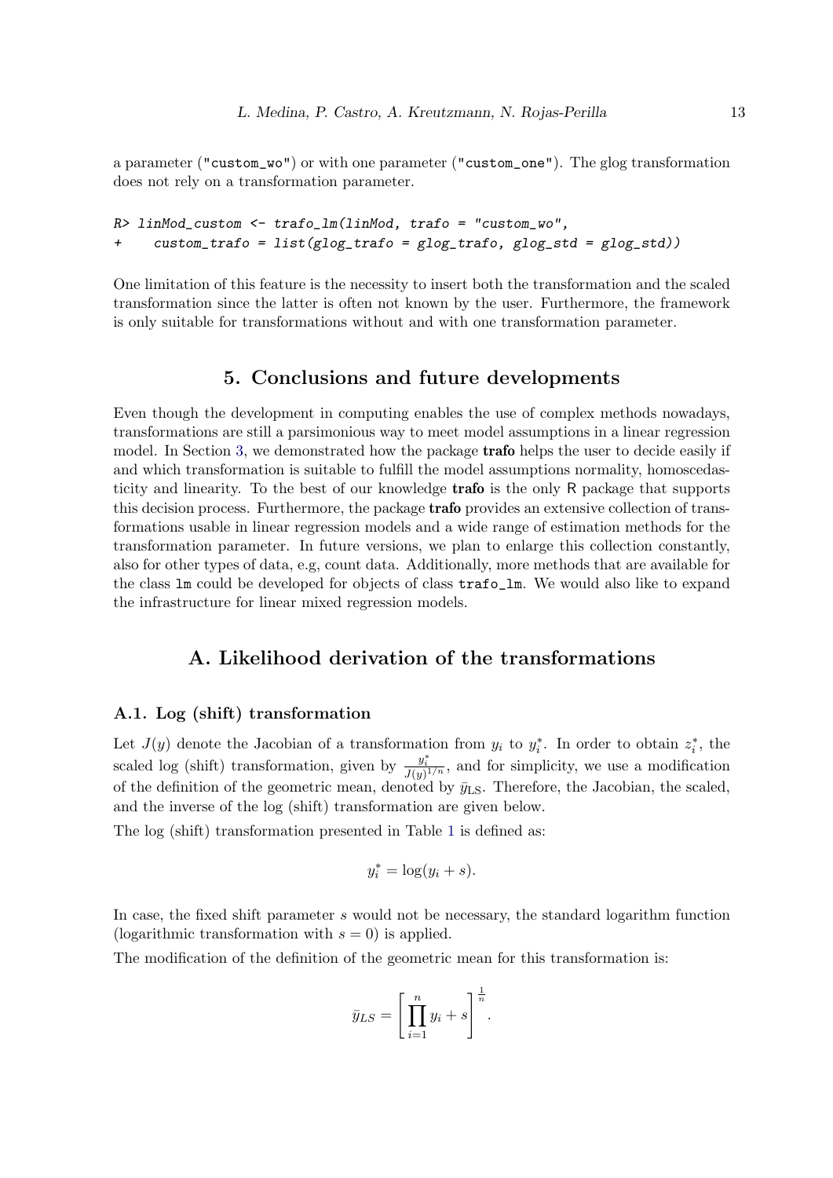a parameter ("custom_wo") or with one parameter ("custom_one"). The glog transformation does not rely on a transformation parameter.

```
R> linMod_custom <- trafo_lm(linMod, trafo = "custom_wo",
+    custom_trafo = list(glog_trafo = glog_trafo, glog_std = glog_std))
```

One limitation of this feature is the necessity to insert both the transformation and the scaled transformation since the latter is often not known by the user. Furthermore, the framework is only suitable for transformations without and with one transformation parameter.

# 5. Conclusions and future developments

Even though the development in computing enables the use of complex methods nowadays, transformations are still a parsimonious way to meet model assumptions in a linear regression model. In Section 3, we demonstrated how the package **trafo** helps the user to decide easily if and which transformation is suitable to fulfill the model assumptions normality, homoscedasticity and linearity. To the best of our knowledge **trafo** is the only R package that supports this decision process. Furthermore, the package **trafo** provides an extensive collection of transformations usable in linear regression models and a wide range of estimation methods for the transformation parameter. In future versions, we plan to enlarge this collection constantly, also for other types of data, e.g, count data. Additionally, more methods that are available for the class `lm` could be developed for objects of class `trafo_lm`. We would also like to expand the infrastructure for linear mixed regression models.

# A. Likelihood derivation of the transformations

## A.1. Log (shift) transformation

Let $J(y)$ denote the Jacobian of a transformation from $y_i$ to $y_i^*$. In order to obtain $z_i^*$, the scaled log (shift) transformation, given by $\frac{y_i^*}{J(y)^{1/n}}$, and for simplicity, we use a modification of the definition of the geometric mean, denoted by $\bar{y}_{\text{LS}}$. Therefore, the Jacobian, the scaled, and the inverse of the log (shift) transformation are given below.

The log (shift) transformation presented in Table 1 is defined as:

$$y_i^* = \log(y_i + s).$$

In case, the fixed shift parameter $s$ would not be necessary, the standard logarithm function (logarithmic transformation with $s = 0$) is applied.

The modification of the definition of the geometric mean for this transformation is:

$$\bar{y}_{LS} = \left[ \prod_{i=1}^{n} y_i + s \right]^{\frac{1}{n}}.$$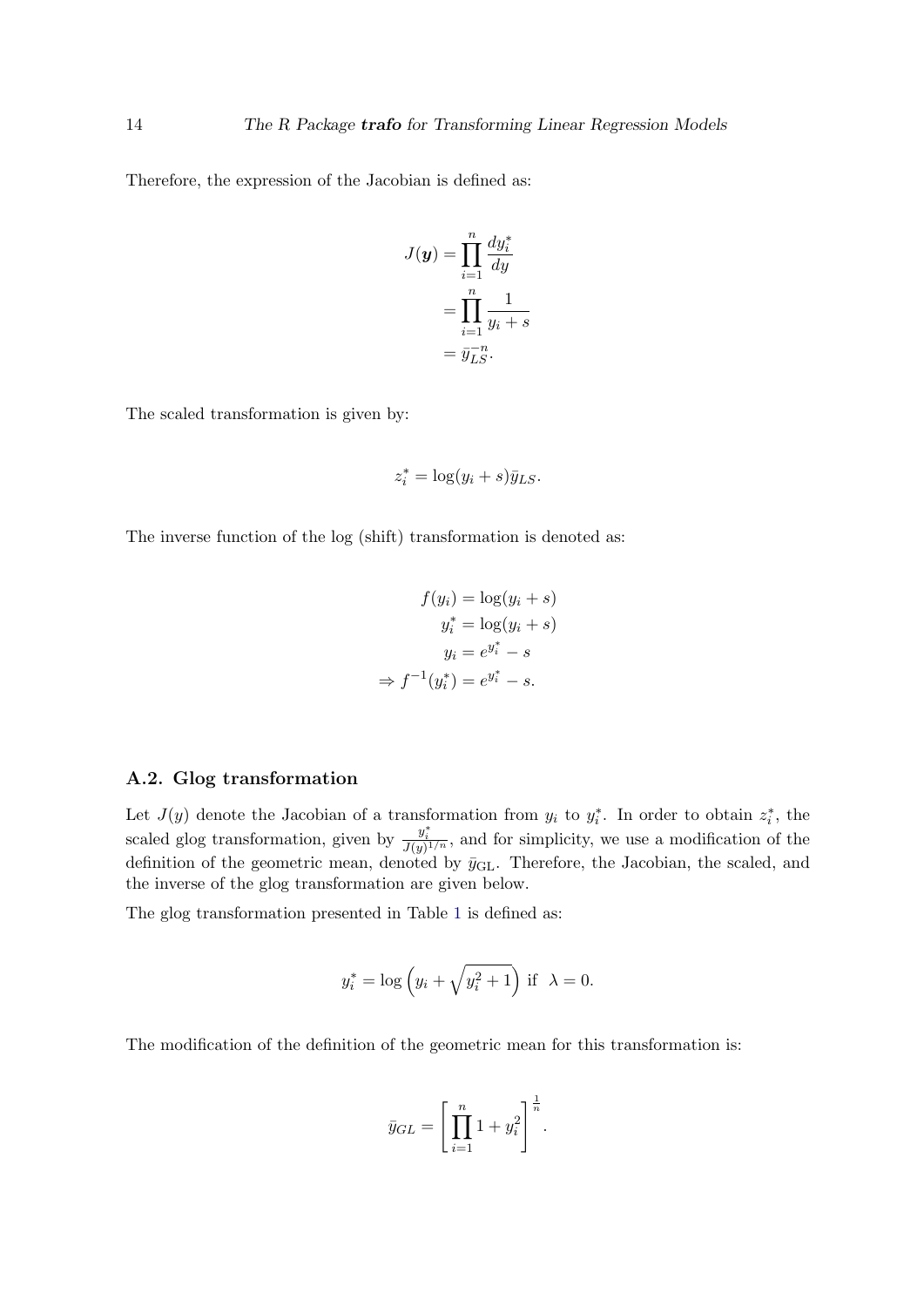Therefore, the expression of the Jacobian is defined as:

$$
\begin{aligned}
J(\boldsymbol{y}) &= \prod_{i=1}^{n} \frac{dy_i^*}{dy} \\
&= \prod_{i=1}^{n} \frac{1}{y_i + s} \\
&= \bar{y}_{LS}^{-n}.
\end{aligned}
$$

The scaled transformation is given by:

$$
z_i^* = \log(y_i + s)\bar{y}_{LS}.
$$

The inverse function of the log (shift) transformation is denoted as:

$$
\begin{aligned}
f(y_i) &= \log(y_i + s) \\
y_i^* &= \log(y_i + s) \\
y_i &= e^{y_i^*} - s \\
\Rightarrow f^{-1}(y_i^*) &= e^{y_i^*} - s.
\end{aligned}
$$

### A.2. Glog transformation

Let $J(y)$ denote the Jacobian of a transformation from $y_i$ to $y_i^*$. In order to obtain $z_i^*$, the scaled glog transformation, given by $\frac{y_i^*}{J(y)^{1/n}}$, and for simplicity, we use a modification of the definition of the geometric mean, denoted by $\bar{y}_{\mathrm{GL}}$. Therefore, the Jacobian, the scaled, and the inverse of the glog transformation are given below.

The glog transformation presented in Table 1 is defined as:

$$
y_i^* = \log\left(y_i + \sqrt{y_i^2 + 1}\right) \text{ if } \lambda = 0.
$$

The modification of the definition of the geometric mean for this transformation is:

$$
\bar{y}_{GL} = \left[\prod_{i=1}^{n} 1 + y_i^2\right]^{\frac{1}{n}}.
$$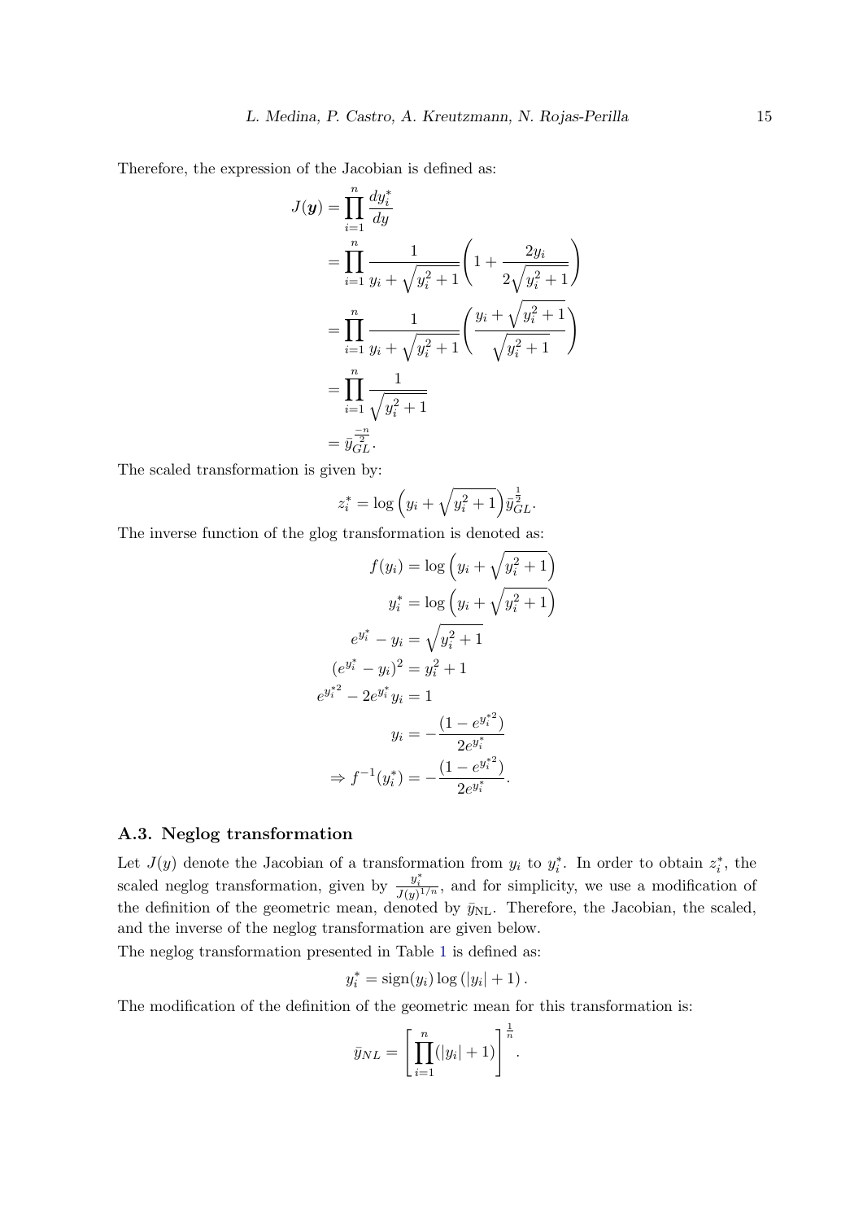Therefore, the expression of the Jacobian is defined as:

$$
\begin{aligned}
J(\boldsymbol{y}) &= \prod_{i=1}^{n} \frac{dy_i^*}{dy} \\
&= \prod_{i=1}^{n} \frac{1}{y_i + \sqrt{y_i^2+1}} \left(1 + \frac{2y_i}{2\sqrt{y_i^2+1}}\right) \\
&= \prod_{i=1}^{n} \frac{1}{y_i + \sqrt{y_i^2+1}} \left(\frac{y_i + \sqrt{y_i^2+1}}{\sqrt{y_i^2+1}}\right) \\
&= \prod_{i=1}^{n} \frac{1}{\sqrt{y_i^2+1}} \\
&= \bar{y}_{GL}^{\frac{-n}{2}}.
\end{aligned}
$$

The scaled transformation is given by:

$$
z_i^* = \log\left(y_i + \sqrt{y_i^2+1}\right)\bar{y}_{GL}^{\frac{1}{2}}.
$$

The inverse function of the glog transformation is denoted as:

$$
\begin{aligned}
f(y_i) &= \log\left(y_i + \sqrt{y_i^2+1}\right) \\
y_i^* &= \log\left(y_i + \sqrt{y_i^2+1}\right) \\
e^{y_i^*} - y_i &= \sqrt{y_i^2+1} \\
(e^{y_i^*} - y_i)^2 &= y_i^2 + 1 \\
e^{y_i^{*2}} - 2e^{y_i^*}y_i &= 1 \\
y_i &= -\frac{(1 - e^{y_i^{*2}})}{2e^{y_i^*}} \\
\Rightarrow f^{-1}(y_i^*) &= -\frac{(1 - e^{y_i^{*2}})}{2e^{y_i^*}}.
\end{aligned}
$$

### A.3. Neglog transformation

Let $J(y)$ denote the Jacobian of a transformation from $y_i$ to $y_i^*$. In order to obtain $z_i^*$, the scaled neglog transformation, given by $\frac{y_i^*}{J(y)^{1/n}}$, and for simplicity, we use a modification of the definition of the geometric mean, denoted by $\bar{y}_{\text{NL}}$. Therefore, the Jacobian, the scaled, and the inverse of the neglog transformation are given below.

The neglog transformation presented in Table 1 is defined as:

$$
y_i^* = \text{sign}(y_i)\log\left(|y_i| + 1\right).
$$

The modification of the definition of the geometric mean for this transformation is:

$$
\bar{y}_{NL} = \left[\prod_{i=1}^{n}(|y_i| + 1)\right]^{\frac{1}{n}}.
$$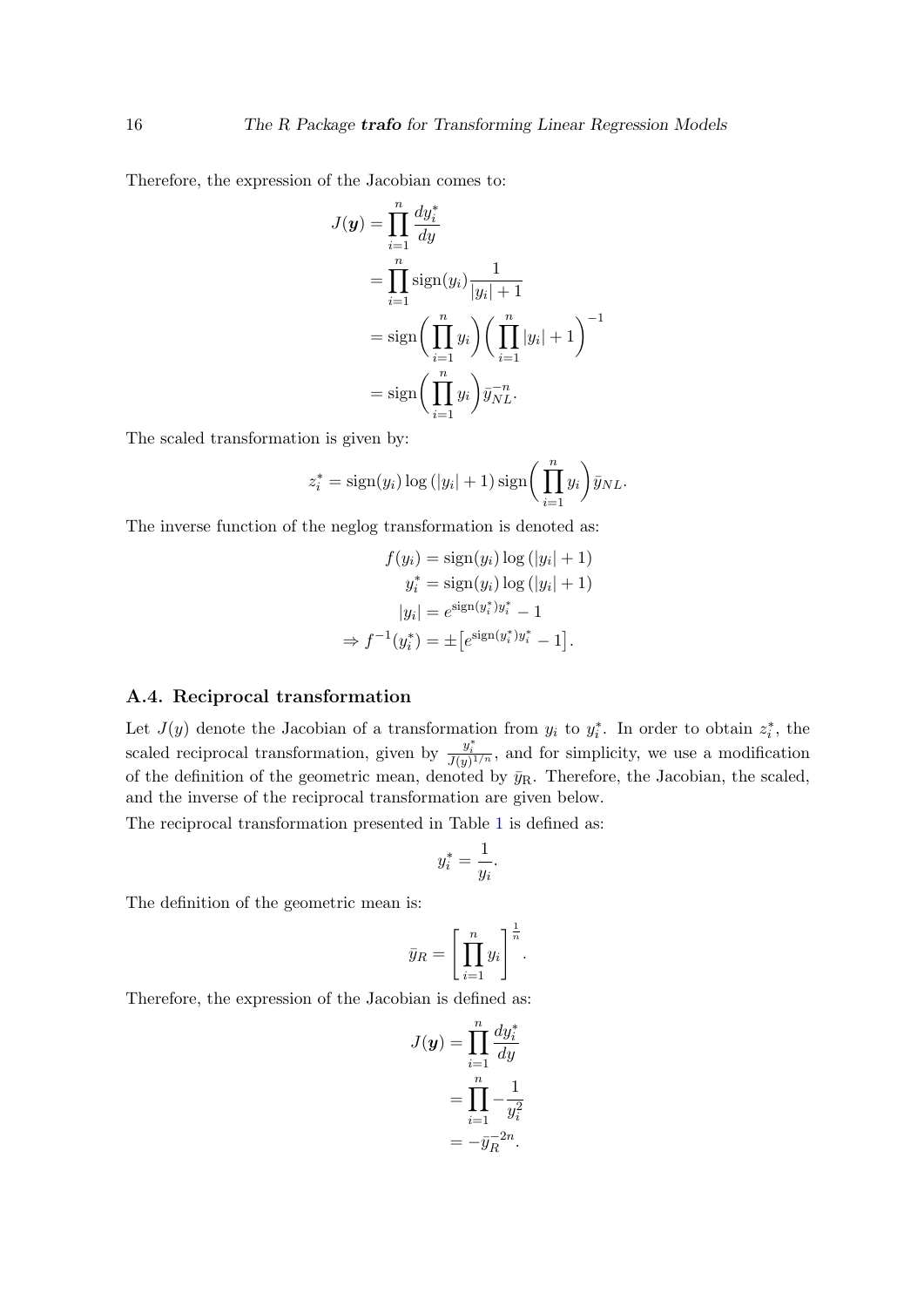Therefore, the expression of the Jacobian comes to:

$$
\begin{aligned}
J(\boldsymbol{y}) &= \prod_{i=1}^{n} \frac{dy_i^*}{dy} \\
&= \prod_{i=1}^{n} \text{sign}(y_i) \frac{1}{|y_i| + 1} \\
&= \text{sign}\bigg( \prod_{i=1}^{n} y_i \bigg) \bigg( \prod_{i=1}^{n} |y_i| + 1 \bigg)^{-1} \\
&= \text{sign}\bigg( \prod_{i=1}^{n} y_i \bigg) \bar{y}_{NL}^{-n}.
\end{aligned}
$$

The scaled transformation is given by:

$$
z_i^* = \text{sign}(y_i) \log\left(|y_i| + 1\right) \text{sign}\bigg( \prod_{i=1}^{n} y_i \bigg) \bar{y}_{NL}.
$$

The inverse function of the neglog transformation is denoted as:

$$
\begin{aligned}
f(y_i) &= \text{sign}(y_i) \log\left(|y_i| + 1\right) \\
y_i^* &= \text{sign}(y_i) \log\left(|y_i| + 1\right) \\
|y_i| &= e^{\text{sign}(y_i^*) y_i^*} - 1 \\
\Rightarrow f^{-1}(y_i^*) &= \pm \big[ e^{\text{sign}(y_i^*) y_i^*} - 1 \big].
\end{aligned}
$$

### A.4. Reciprocal transformation

Let $J(y)$ denote the Jacobian of a transformation from $y_i$ to $y_i^*$. In order to obtain $z_i^*$, the scaled reciprocal transformation, given by $\frac{y_i^*}{J(y)^{1/n}}$, and for simplicity, we use a modification of the definition of the geometric mean, denoted by $\bar{y}_{\text{R}}$. Therefore, the Jacobian, the scaled, and the inverse of the reciprocal transformation are given below.

The reciprocal transformation presented in Table 1 is defined as:

$$
y_i^* = \frac{1}{y_i}.
$$

The definition of the geometric mean is:

$$
\bar{y}_R = \left[ \prod_{i=1}^{n} y_i \right]^{\frac{1}{n}}.
$$

Therefore, the expression of the Jacobian is defined as:

$$
\begin{aligned}
J(\boldsymbol{y}) &= \prod_{i=1}^{n} \frac{dy_i^*}{dy} \\
&= \prod_{i=1}^{n} -\frac{1}{y_i^2} \\
&= -\bar{y}_R^{-2n}.
\end{aligned}
$$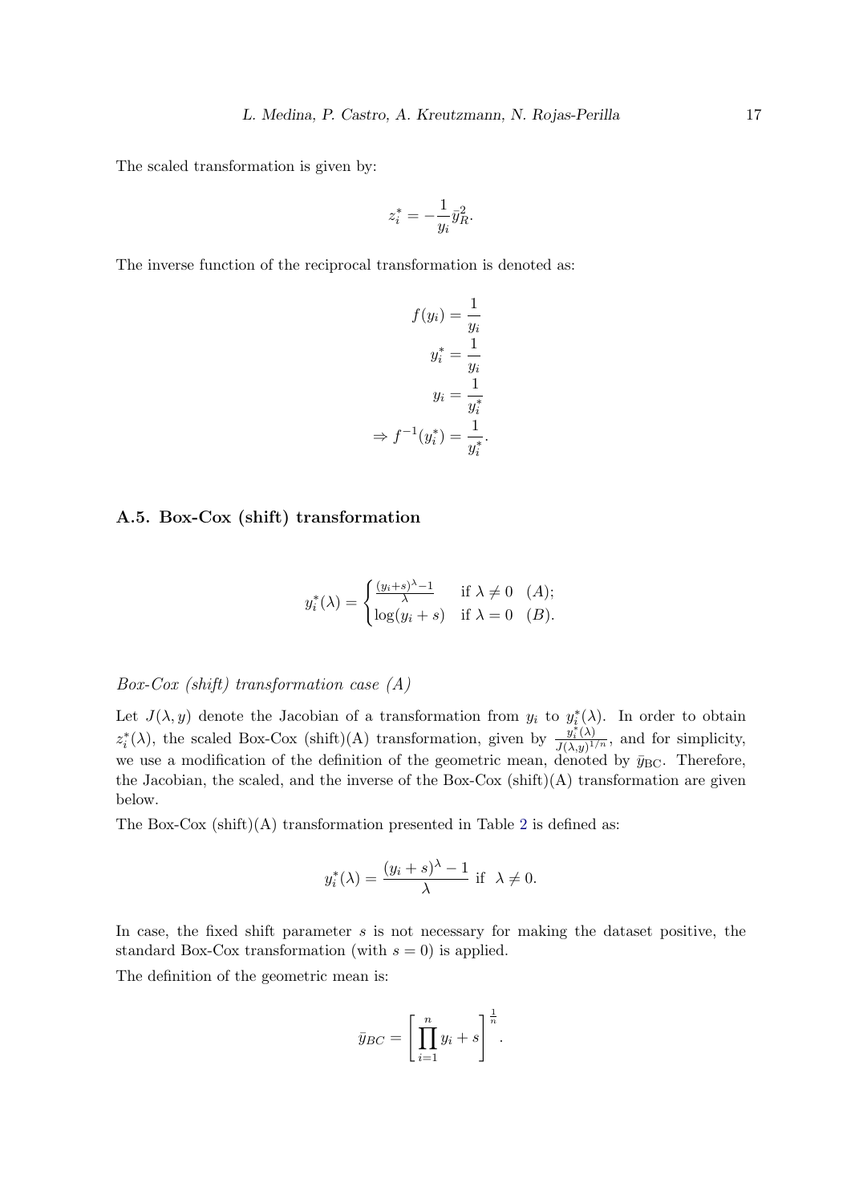The scaled transformation is given by:

$$z_i^* = -\frac{1}{y_i}\bar{y}_R^2.$$

The inverse function of the reciprocal transformation is denoted as:

$$\begin{aligned}
f(y_i) &= \frac{1}{y_i} \\
y_i^* &= \frac{1}{y_i} \\
y_i &= \frac{1}{y_i^*} \\
\Rightarrow f^{-1}(y_i^*) &= \frac{1}{y_i^*}.
\end{aligned}$$

### A.5. Box-Cox (shift) transformation

$$y_i^*(\lambda) = \begin{cases} \frac{(y_i+s)^\lambda - 1}{\lambda} & \text{if } \lambda \neq 0 \quad (A); \\ \log(y_i + s) & \text{if } \lambda = 0 \quad (B). \end{cases}$$

*Box-Cox (shift) transformation case (A)*

Let $J(\lambda, y)$ denote the Jacobian of a transformation from $y_i$ to $y_i^*(\lambda)$. In order to obtain $z_i^*(\lambda)$, the scaled Box-Cox (shift)(A) transformation, given by $\frac{y_i^*(\lambda)}{J(\lambda,y)^{1/n}}$, and for simplicity, we use a modification of the definition of the geometric mean, denoted by $\bar{y}_{\text{BC}}$. Therefore, the Jacobian, the scaled, and the inverse of the Box-Cox (shift)(A) transformation are given below.

The Box-Cox (shift)(A) transformation presented in Table 2 is defined as:

$$y_i^*(\lambda) = \frac{(y_i+s)^\lambda - 1}{\lambda} \text{ if } \lambda \neq 0.$$

In case, the fixed shift parameter $s$ is not necessary for making the dataset positive, the standard Box-Cox transformation (with $s = 0$) is applied.

The definition of the geometric mean is:

$$\bar{y}_{BC} = \left[\prod_{i=1}^{n} y_i + s\right]^{\frac{1}{n}}.$$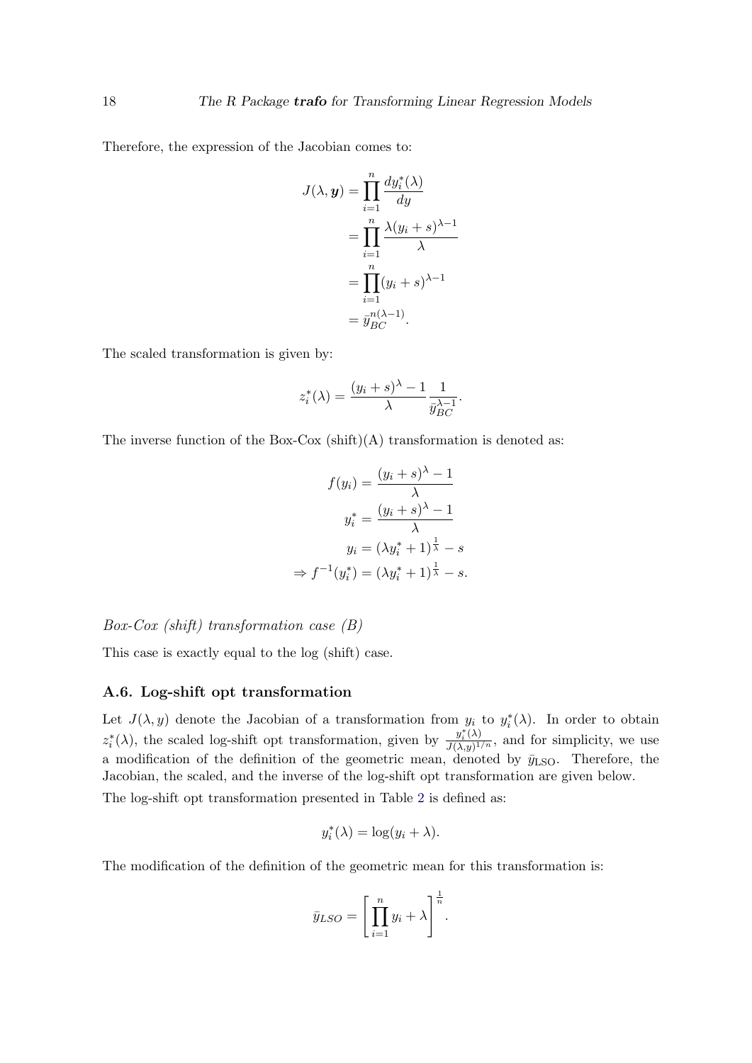Therefore, the expression of the Jacobian comes to:

$$
\begin{aligned}
J(\lambda, \boldsymbol{y}) &= \prod_{i=1}^{n} \frac{dy_i^*(\lambda)}{dy} \\
&= \prod_{i=1}^{n} \frac{\lambda (y_i + s)^{\lambda - 1}}{\lambda} \\
&= \prod_{i=1}^{n} (y_i + s)^{\lambda - 1} \\
&= \bar{y}_{BC}^{n(\lambda-1)}.
\end{aligned}
$$

The scaled transformation is given by:

$$
z_i^*(\lambda) = \frac{(y_i + s)^{\lambda} - 1}{\lambda} \frac{1}{\bar{y}_{BC}^{\lambda - 1}}.
$$

The inverse function of the Box-Cox (shift)(A) transformation is denoted as:

$$
\begin{aligned}
f(y_i) &= \frac{(y_i + s)^{\lambda} - 1}{\lambda} \\
y_i^* &= \frac{(y_i + s)^{\lambda} - 1}{\lambda} \\
y_i &= (\lambda y_i^* + 1)^{\frac{1}{\lambda}} - s \\
\Rightarrow f^{-1}(y_i^*) &= (\lambda y_i^* + 1)^{\frac{1}{\lambda}} - s.
\end{aligned}
$$

*Box-Cox (shift) transformation case (B)*

This case is exactly equal to the log (shift) case.

### A.6. Log-shift opt transformation

Let $J(\lambda, y)$ denote the Jacobian of a transformation from $y_i$ to $y_i^*(\lambda)$. In order to obtain $z_i^*(\lambda)$, the scaled log-shift opt transformation, given by $\frac{y_i^*(\lambda)}{J(\lambda,y)^{1/n}}$, and for simplicity, we use a modification of the definition of the geometric mean, denoted by $\bar{y}_{\text{LSO}}$. Therefore, the Jacobian, the scaled, and the inverse of the log-shift opt transformation are given below.

The log-shift opt transformation presented in Table 2 is defined as:

$$
y_i^*(\lambda) = \log(y_i + \lambda).
$$

The modification of the definition of the geometric mean for this transformation is:

$$
\bar{y}_{LSO} = \left[ \prod_{i=1}^{n} y_i + \lambda \right]^{\frac{1}{n}}.
$$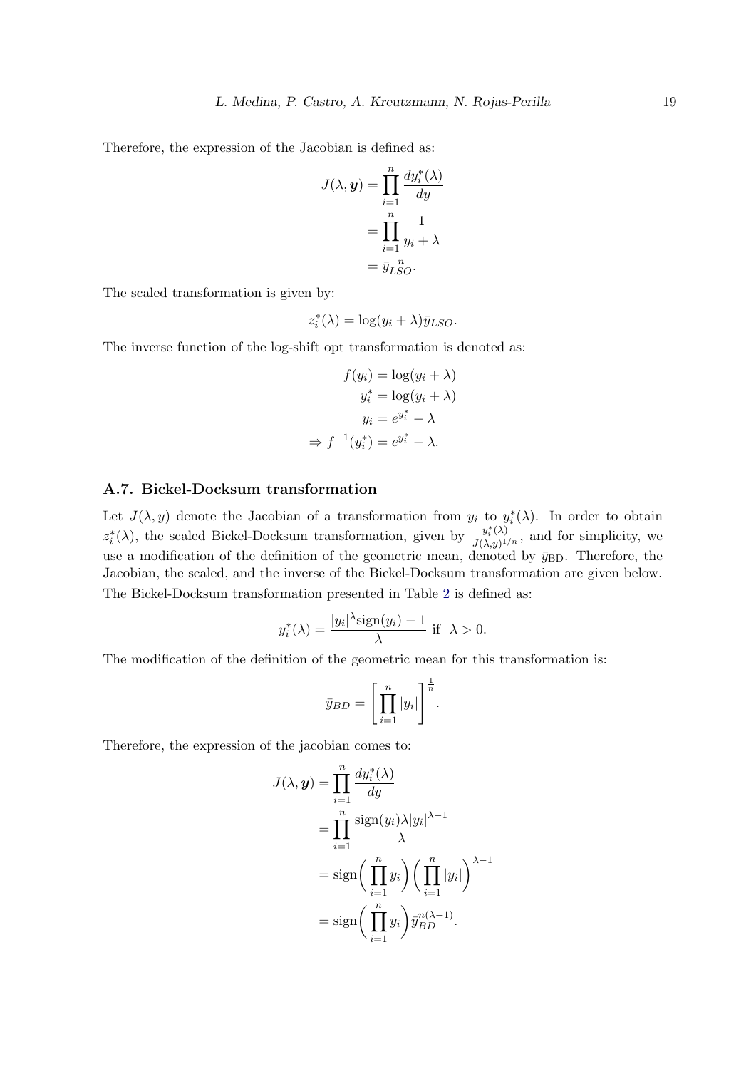Therefore, the expression of the Jacobian is defined as:

$$
\begin{aligned}
J(\lambda, \boldsymbol{y}) &= \prod_{i=1}^{n} \frac{dy_i^*(\lambda)}{dy} \\
&= \prod_{i=1}^{n} \frac{1}{y_i + \lambda} \\
&= \bar{y}_{LSO}^{-n}.
\end{aligned}
$$

The scaled transformation is given by:

$$
z_i^*(\lambda) = \log(y_i + \lambda)\bar{y}_{LSO}.
$$

The inverse function of the log-shift opt transformation is denoted as:

$$
\begin{aligned}
f(y_i) &= \log(y_i + \lambda) \\
y_i^* &= \log(y_i + \lambda) \\
y_i &= e^{y_i^*} - \lambda \\
\Rightarrow f^{-1}(y_i^*) &= e^{y_i^*} - \lambda.
\end{aligned}
$$

### A.7. Bickel-Docksum transformation

Let $J(\lambda, y)$ denote the Jacobian of a transformation from $y_i$ to $y_i^*(\lambda)$. In order to obtain $z_i^*(\lambda)$, the scaled Bickel-Docksum transformation, given by $\frac{y_i^*(\lambda)}{J(\lambda,y)^{1/n}}$, and for simplicity, we use a modification of the definition of the geometric mean, denoted by $\bar{y}_{\text{BD}}$. Therefore, the Jacobian, the scaled, and the inverse of the Bickel-Docksum transformation are given below. The Bickel-Docksum transformation presented in Table 2 is defined as:

$$
y_i^*(\lambda) = \frac{|y_i|^{\lambda}\text{sign}(y_i) - 1}{\lambda} \text{ if } \lambda > 0.
$$

The modification of the definition of the geometric mean for this transformation is:

$$
\bar{y}_{BD} = \left[\prod_{i=1}^{n} |y_i|\right]^{\frac{1}{n}}.
$$

Therefore, the expression of the jacobian comes to:

$$
\begin{aligned}
J(\lambda, \boldsymbol{y}) &= \prod_{i=1}^{n} \frac{dy_i^*(\lambda)}{dy} \\
&= \prod_{i=1}^{n} \frac{\text{sign}(y_i)\lambda|y_i|^{\lambda-1}}{\lambda} \\
&= \text{sign}\bigg(\prod_{i=1}^{n} y_i\bigg)\bigg(\prod_{i=1}^{n} |y_i|\bigg)^{\lambda-1} \\
&= \text{sign}\bigg(\prod_{i=1}^{n} y_i\bigg)\bar{y}_{BD}^{n(\lambda-1)}.
\end{aligned}
$$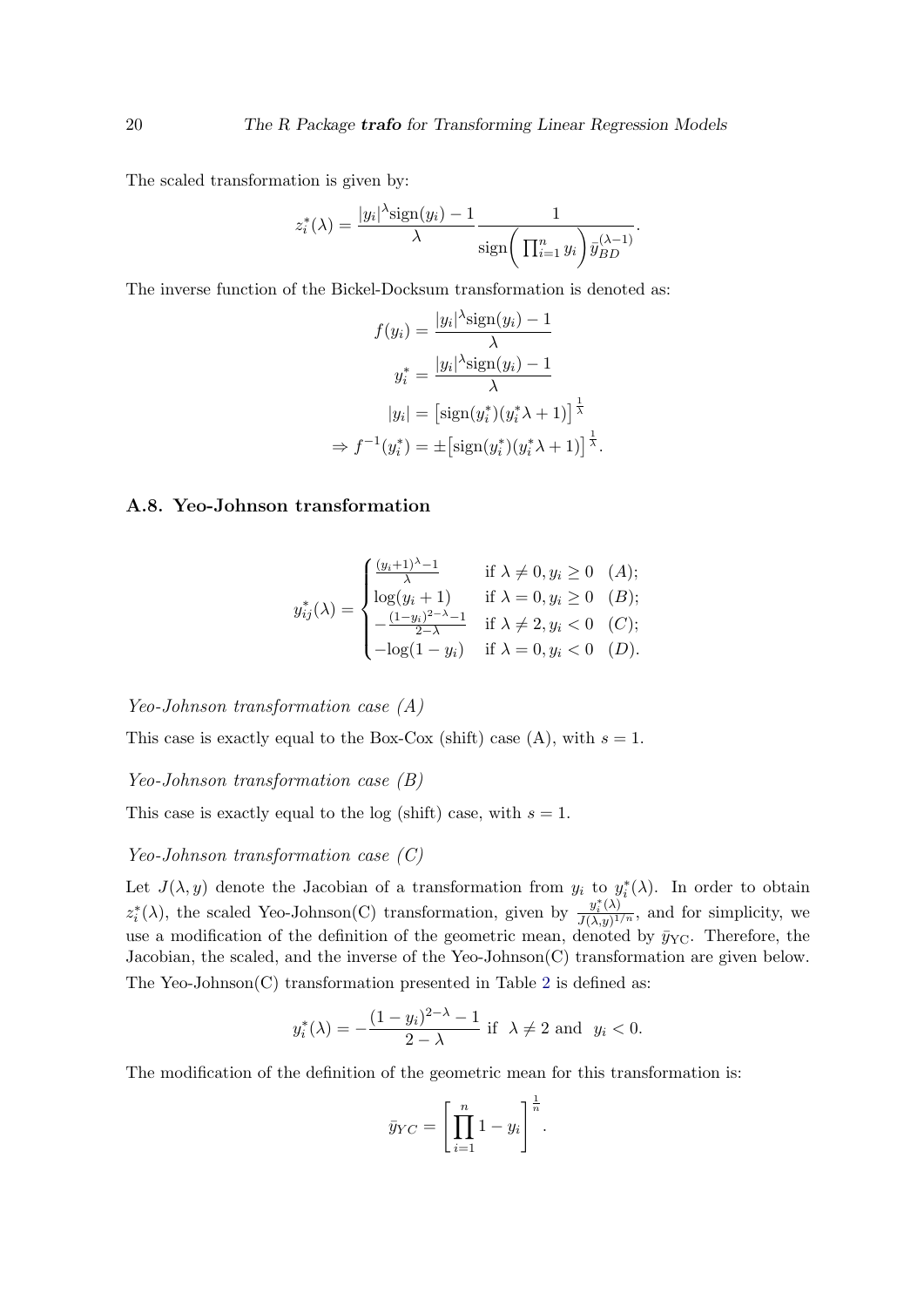The scaled transformation is given by:

$$z_i^*(\lambda) = \frac{|y_i|^\lambda \text{sign}(y_i) - 1}{\lambda} \frac{1}{\text{sign}\bigg(\prod_{i=1}^n y_i\bigg) \bar{y}_{BD}^{(\lambda-1)}}.$$

The inverse function of the Bickel-Docksum transformation is denoted as:

$$\begin{aligned}
f(y_i) &= \frac{|y_i|^\lambda \text{sign}(y_i) - 1}{\lambda} \\
y_i^* &= \frac{|y_i|^\lambda \text{sign}(y_i) - 1}{\lambda} \\
|y_i| &= \big[\text{sign}(y_i^*)(y_i^* \lambda + 1)\big]^{\frac{1}{\lambda}} \\
\Rightarrow f^{-1}(y_i^*) &= \pm \big[\text{sign}(y_i^*)(y_i^* \lambda + 1)\big]^{\frac{1}{\lambda}}.
\end{aligned}$$

### A.8. Yeo-Johnson transformation

$$y_{ij}^*(\lambda) = \begin{cases} \frac{(y_i+1)^\lambda - 1}{\lambda} & \text{if } \lambda \neq 0, y_i \geq 0 \quad (A); \\ \log(y_i + 1) & \text{if } \lambda = 0, y_i \geq 0 \quad (B); \\ -\frac{(1-y_i)^{2-\lambda} - 1}{2-\lambda} & \text{if } \lambda \neq 2, y_i < 0 \quad (C); \\ -\log(1 - y_i) & \text{if } \lambda = 0, y_i < 0 \quad (D). \end{cases}$$

*Yeo-Johnson transformation case (A)*

This case is exactly equal to the Box-Cox (shift) case (A), with $s = 1$.

*Yeo-Johnson transformation case (B)*

This case is exactly equal to the log (shift) case, with $s = 1$.

*Yeo-Johnson transformation case (C)*

Let $J(\lambda, y)$ denote the Jacobian of a transformation from $y_i$ to $y_i^*(\lambda)$. In order to obtain $z_i^*(\lambda)$, the scaled Yeo-Johnson(C) transformation, given by $\frac{y_i^*(\lambda)}{J(\lambda,y)^{1/n}}$, and for simplicity, we use a modification of the definition of the geometric mean, denoted by $\bar{y}_{\text{YC}}$. Therefore, the Jacobian, the scaled, and the inverse of the Yeo-Johnson(C) transformation are given below. The Yeo-Johnson(C) transformation presented in Table 2 is defined as:

$$y_i^*(\lambda) = -\frac{(1 - y_i)^{2-\lambda} - 1}{2 - \lambda} \text{ if } \lambda \neq 2 \text{ and } y_i < 0.$$

The modification of the definition of the geometric mean for this transformation is:

$$\bar{y}_{YC} = \left[\prod_{i=1}^n 1 - y_i\right]^{\frac{1}{n}}.$$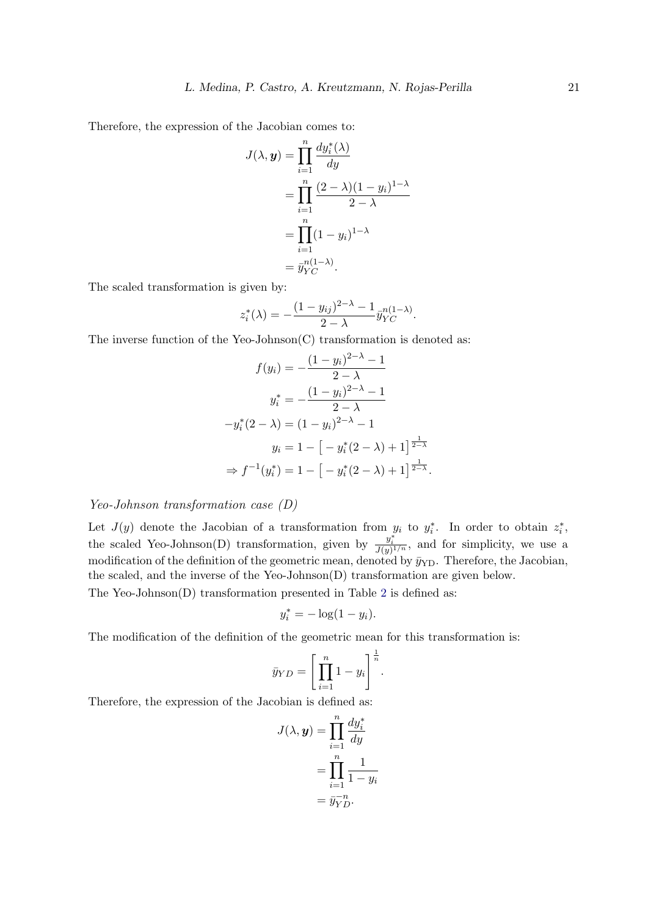Therefore, the expression of the Jacobian comes to:

$$
\begin{aligned}
J(\lambda, \boldsymbol{y}) &= \prod_{i=1}^{n} \frac{dy_i^*(\lambda)}{dy} \\
&= \prod_{i=1}^{n} \frac{(2-\lambda)(1-y_i)^{1-\lambda}}{2-\lambda} \\
&= \prod_{i=1}^{n} (1-y_i)^{1-\lambda} \\
&= \bar{y}_{YC}^{n(1-\lambda)}.
\end{aligned}
$$

The scaled transformation is given by:

$$
z_i^*(\lambda) = -\frac{(1-y_{ij})^{2-\lambda} - 1}{2-\lambda} \bar{y}_{YC}^{n(1-\lambda)}.
$$

The inverse function of the Yeo-Johnson(C) transformation is denoted as:

$$
\begin{aligned}
f(y_i) &= -\frac{(1-y_i)^{2-\lambda} - 1}{2-\lambda} \\
y_i^* &= -\frac{(1-y_i)^{2-\lambda} - 1}{2-\lambda} \\
-y_i^*(2-\lambda) &= (1-y_i)^{2-\lambda} - 1 \\
y_i &= 1 - \big[ -y_i^*(2-\lambda) + 1 \big]^{\frac{1}{2-\lambda}} \\
\Rightarrow f^{-1}(y_i^*) &= 1 - \big[ -y_i^*(2-\lambda) + 1 \big]^{\frac{1}{2-\lambda}}.
\end{aligned}
$$

*Yeo-Johnson transformation case (D)*

Let $J(y)$ denote the Jacobian of a transformation from $y_i$ to $y_i^*$. In order to obtain $z_i^*$, the scaled Yeo-Johnson(D) transformation, given by $\frac{y_i^*}{J(y)^{1/n}}$, and for simplicity, we use a modification of the definition of the geometric mean, denoted by $\bar{y}_{\text{YD}}$. Therefore, the Jacobian, the scaled, and the inverse of the Yeo-Johnson(D) transformation are given below.

The Yeo-Johnson(D) transformation presented in Table 2 is defined as:

$$
y_i^* = -\log(1-y_i).
$$

The modification of the definition of the geometric mean for this transformation is:

$$
\bar{y}_{YD} = \left[ \prod_{i=1}^{n} 1 - y_i \right]^{\frac{1}{n}}.
$$

Therefore, the expression of the Jacobian is defined as:

$$
\begin{aligned}
J(\lambda, \boldsymbol{y}) &= \prod_{i=1}^{n} \frac{dy_i^*}{dy} \\
&= \prod_{i=1}^{n} \frac{1}{1-y_i} \\
&= \bar{y}_{YD}^{-n}.
\end{aligned}
$$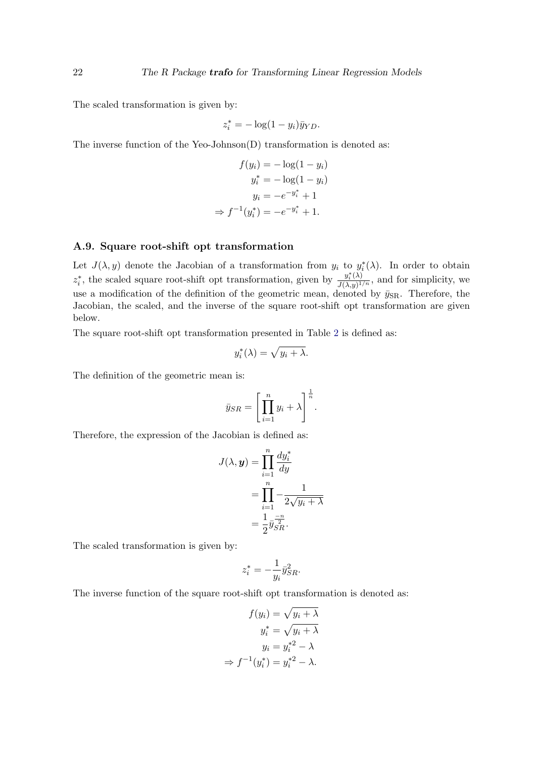The scaled transformation is given by:

$$z_i^* = -\log(1 - y_i)\bar{y}_{YD}.$$

The inverse function of the Yeo-Johnson(D) transformation is denoted as:

$$\begin{aligned}
f(y_i) &= -\log(1 - y_i) \\
y_i^* &= -\log(1 - y_i) \\
y_i &= -e^{-y_i^*} + 1 \\
\Rightarrow f^{-1}(y_i^*) &= -e^{-y_i^*} + 1.
\end{aligned}$$

### A.9. Square root-shift opt transformation

Let $J(\lambda, y)$ denote the Jacobian of a transformation from $y_i$ to $y_i^*(\lambda)$. In order to obtain $z_i^*$, the scaled square root-shift opt transformation, given by $\frac{y_i^*(\lambda)}{J(\lambda,y)^{1/n}}$, and for simplicity, we use a modification of the definition of the geometric mean, denoted by $\bar{y}_{\text{SR}}$. Therefore, the Jacobian, the scaled, and the inverse of the square root-shift opt transformation are given below.

The square root-shift opt transformation presented in Table 2 is defined as:

$$y_i^*(\lambda) = \sqrt{y_i + \lambda}.$$

The definition of the geometric mean is:

$$\bar{y}_{SR} = \left[\prod_{i=1}^{n} y_i + \lambda\right]^{\frac{1}{n}}.$$

Therefore, the expression of the Jacobian is defined as:

$$\begin{aligned}
J(\lambda, \boldsymbol{y}) &= \prod_{i=1}^{n} \frac{dy_i^*}{dy} \\
&= \prod_{i=1}^{n} -\frac{1}{2\sqrt{y_i + \lambda}} \\
&= \frac{1}{2}\bar{y}_{SR}^{\frac{-n}{2}}.
\end{aligned}$$

The scaled transformation is given by:

$$z_i^* = -\frac{1}{y_i}\bar{y}_{SR}^2.$$

The inverse function of the square root-shift opt transformation is denoted as:

$$\begin{aligned}
f(y_i) &= \sqrt{y_i + \lambda} \\
y_i^* &= \sqrt{y_i + \lambda} \\
y_i &= y_i^{*2} - \lambda \\
\Rightarrow f^{-1}(y_i^*) &= y_i^{*2} - \lambda.
\end{aligned}$$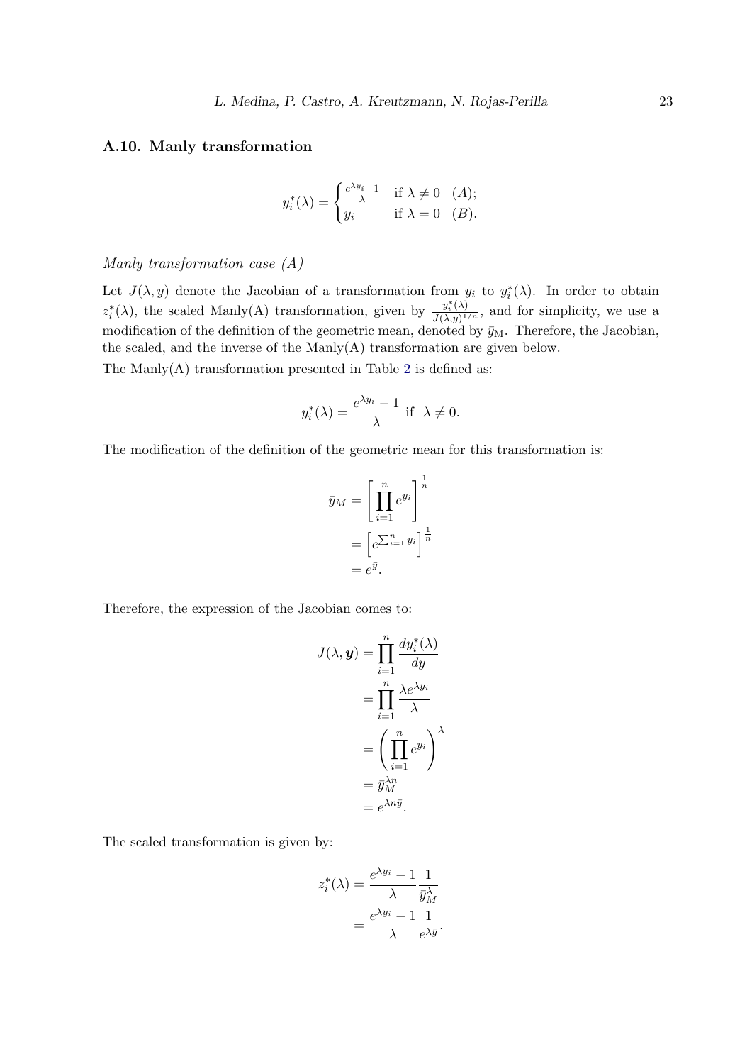### A.10. Manly transformation

$$y_i^*(\lambda) = \begin{cases} \frac{e^{\lambda y_i} - 1}{\lambda} & \text{if } \lambda \neq 0 \quad (A); \\ y_i & \text{if } \lambda = 0 \quad (B). \end{cases}$$

*Manly transformation case (A)*

Let $J(\lambda, y)$ denote the Jacobian of a transformation from $y_i$ to $y_i^*(\lambda)$. In order to obtain $z_i^*(\lambda)$, the scaled Manly(A) transformation, given by $\frac{y_i^*(\lambda)}{J(\lambda,y)^{1/n}}$, and for simplicity, we use a modification of the definition of the geometric mean, denoted by $\bar{y}_{\text{M}}$. Therefore, the Jacobian, the scaled, and the inverse of the Manly(A) transformation are given below.

The Manly(A) transformation presented in Table 2 is defined as:

$$y_i^*(\lambda) = \frac{e^{\lambda y_i} - 1}{\lambda} \text{ if } \ \lambda \neq 0.$$

The modification of the definition of the geometric mean for this transformation is:

$$\begin{aligned}
\bar{y}_M &= \left[ \prod_{i=1}^{n} e^{y_i} \right]^{\frac{1}{n}} \\
&= \left[ e^{\sum_{i=1}^{n} y_i} \right]^{\frac{1}{n}} \\
&= e^{\bar{y}}.
\end{aligned}$$

Therefore, the expression of the Jacobian comes to:

$$\begin{aligned}
J(\lambda, \boldsymbol{y}) &= \prod_{i=1}^{n} \frac{dy_i^*(\lambda)}{dy} \\
&= \prod_{i=1}^{n} \frac{\lambda e^{\lambda y_i}}{\lambda} \\
&= \left( \prod_{i=1}^{n} e^{y_i} \right)^{\lambda} \\
&= \bar{y}_M^{\lambda n} \\
&= e^{\lambda n \bar{y}}.
\end{aligned}$$

The scaled transformation is given by:

$$\begin{aligned}
z_i^*(\lambda) &= \frac{e^{\lambda y_i} - 1}{\lambda} \frac{1}{\bar{y}_M^{\lambda}} \\
&= \frac{e^{\lambda y_i} - 1}{\lambda} \frac{1}{e^{\lambda \bar{y}}}.
\end{aligned}$$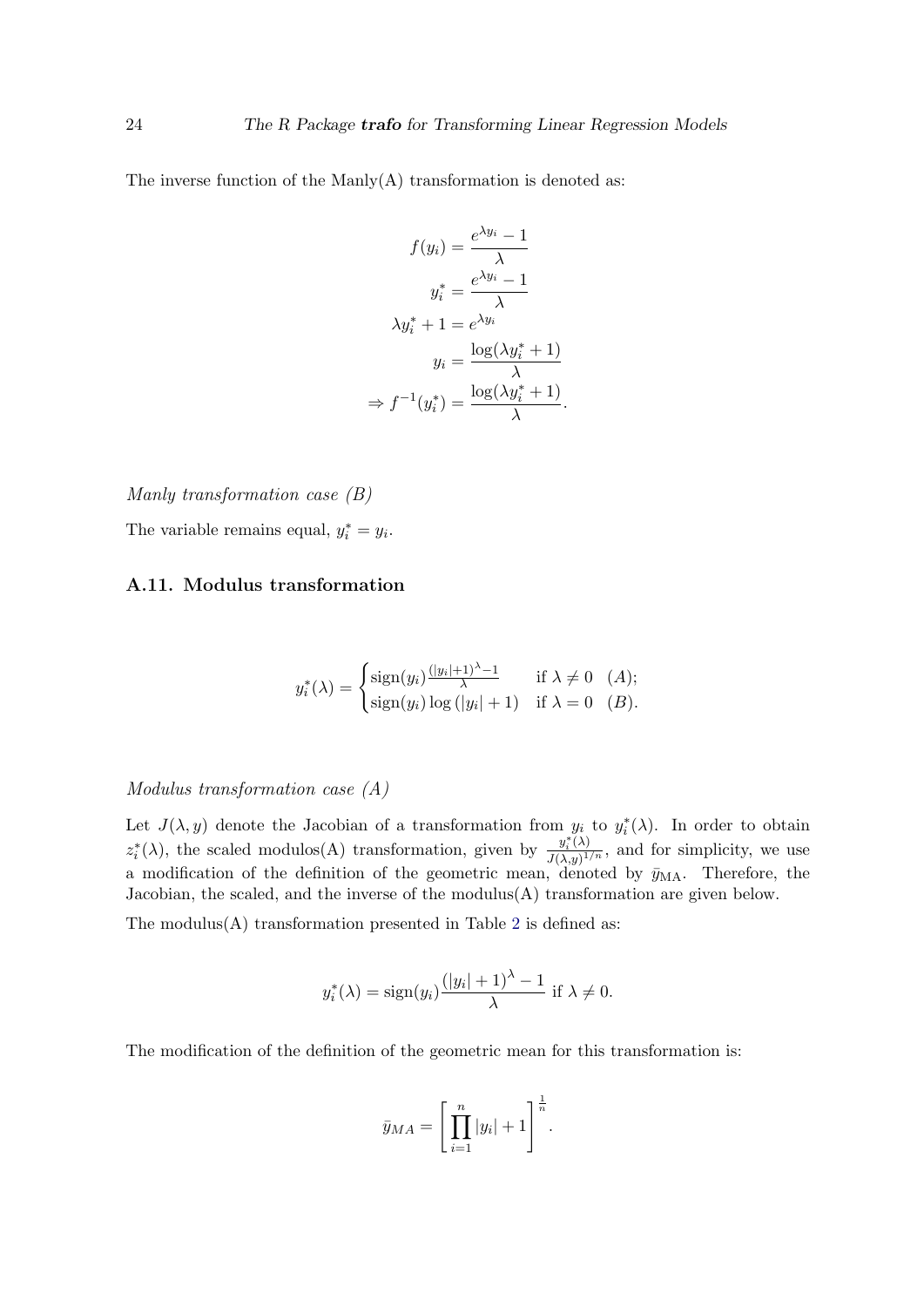The inverse function of the Manly(A) transformation is denoted as:

$$
\begin{aligned}
f(y_i) &= \frac{e^{\lambda y_i} - 1}{\lambda} \\
y_i^* &= \frac{e^{\lambda y_i} - 1}{\lambda} \\
\lambda y_i^* + 1 &= e^{\lambda y_i} \\
y_i &= \frac{\log(\lambda y_i^* + 1)}{\lambda} \\
\Rightarrow f^{-1}(y_i^*) &= \frac{\log(\lambda y_i^* + 1)}{\lambda}.
\end{aligned}
$$

*Manly transformation case (B)*

The variable remains equal, $y_i^* = y_i$.

### A.11. Modulus transformation

$$
y_i^*(\lambda) = \begin{cases} \text{sign}(y_i)\frac{(|y_i|+1)^{\lambda}-1}{\lambda} & \text{if } \lambda \neq 0 \quad (A); \\ \text{sign}(y_i)\log\left(|y_i| + 1\right) & \text{if } \lambda = 0 \quad (B). \end{cases}
$$

*Modulus transformation case (A)*

Let $J(\lambda, y)$ denote the Jacobian of a transformation from $y_i$ to $y_i^*(\lambda)$. In order to obtain $z_i^*(\lambda)$, the scaled modulos(A) transformation, given by $\frac{y_i^*(\lambda)}{J(\lambda,y)^{1/n}}$, and for simplicity, we use a modification of the definition of the geometric mean, denoted by $\bar{y}_{\text{MA}}$. Therefore, the Jacobian, the scaled, and the inverse of the modulus(A) transformation are given below.

The modulus(A) transformation presented in Table 2 is defined as:

$$
y_i^*(\lambda) = \text{sign}(y_i)\frac{(|y_i| + 1)^{\lambda} - 1}{\lambda} \text{ if } \lambda \neq 0.
$$

The modification of the definition of the geometric mean for this transformation is:

$$
\bar{y}_{MA} = \left[\prod_{i=1}^{n} |y_i| + 1\right]^{\frac{1}{n}}.
$$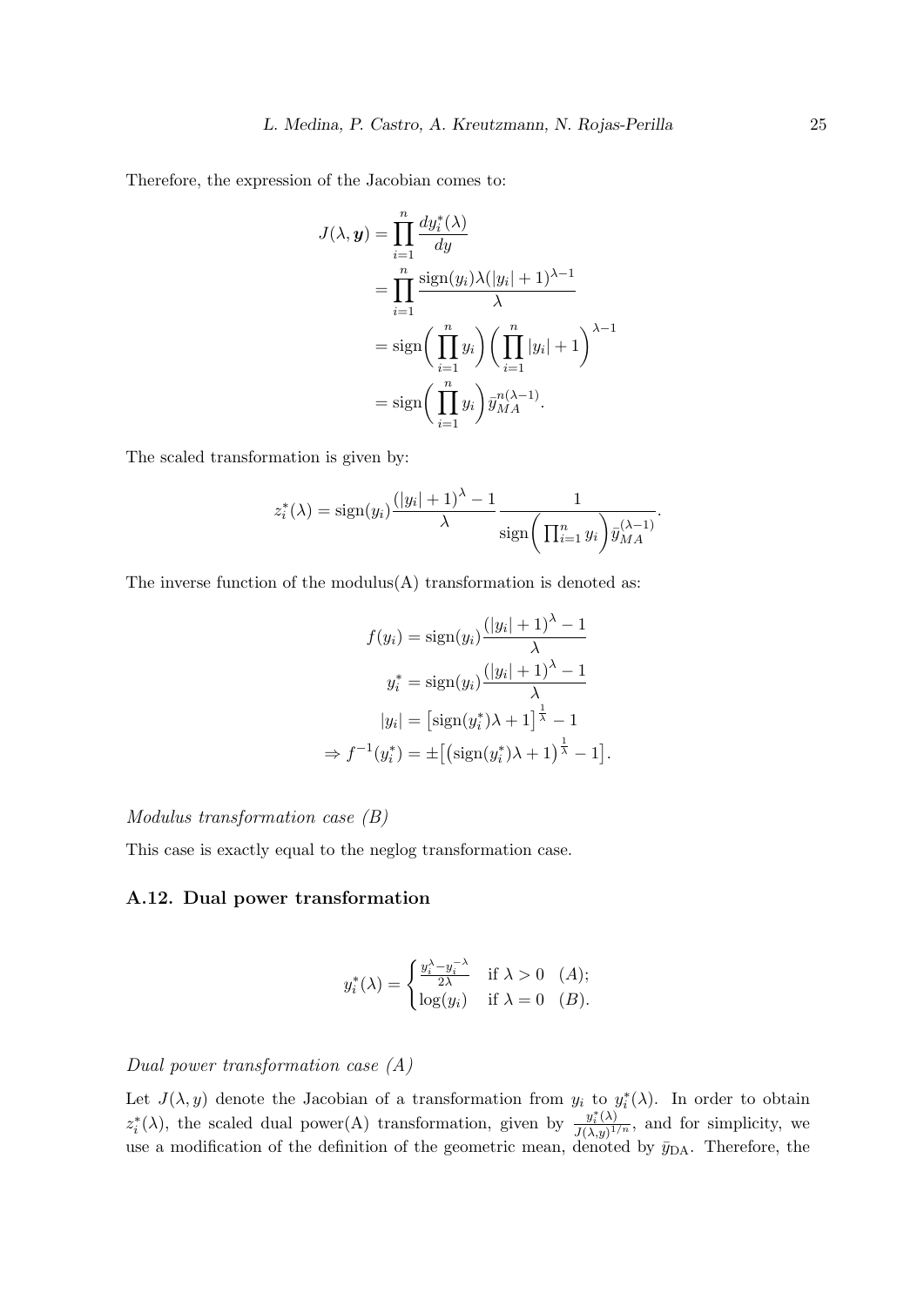Therefore, the expression of the Jacobian comes to:

$$
\begin{aligned}
J(\lambda, \boldsymbol{y}) &= \prod_{i=1}^{n} \frac{dy_i^*(\lambda)}{dy} \\
&= \prod_{i=1}^{n} \frac{\operatorname{sign}(y_i)\lambda(|y_i|+1)^{\lambda-1}}{\lambda} \\
&= \operatorname{sign}\bigg(\prod_{i=1}^{n} y_i\bigg)\bigg(\prod_{i=1}^{n} |y_i|+1\bigg)^{\lambda-1} \\
&= \operatorname{sign}\bigg(\prod_{i=1}^{n} y_i\bigg)\bar{y}_{MA}^{n(\lambda-1)}.
\end{aligned}
$$

The scaled transformation is given by:

$$
z_i^*(\lambda) = \operatorname{sign}(y_i)\frac{(|y_i|+1)^{\lambda}-1}{\lambda}\frac{1}{\operatorname{sign}\bigg(\prod_{i=1}^{n} y_i\bigg)\bar{y}_{MA}^{(\lambda-1)}}.
$$

The inverse function of the modulus(A) transformation is denoted as:

$$
\begin{aligned}
f(y_i) &= \operatorname{sign}(y_i)\frac{(|y_i|+1)^{\lambda}-1}{\lambda} \\
y_i^* &= \operatorname{sign}(y_i)\frac{(|y_i|+1)^{\lambda}-1}{\lambda} \\
|y_i| &= \left[\operatorname{sign}(y_i^*)\lambda+1\right]^{\frac{1}{\lambda}}-1 \\
\Rightarrow f^{-1}(y_i^*) &= \pm\left[\left(\operatorname{sign}(y_i^*)\lambda+1\right)^{\frac{1}{\lambda}}-1\right].
\end{aligned}
$$

*Modulus transformation case (B)*

This case is exactly equal to the neglog transformation case.

### A.12. Dual power transformation

$$
y_i^*(\lambda) = \begin{cases} \frac{y_i^{\lambda}-y_i^{-\lambda}}{2\lambda} & \text{if } \lambda > 0 \quad (A); \\ \log(y_i) & \text{if } \lambda = 0 \quad (B). \end{cases}
$$

*Dual power transformation case (A)*

Let $J(\lambda, y)$ denote the Jacobian of a transformation from $y_i$ to $y_i^*(\lambda)$. In order to obtain $z_i^*(\lambda)$, the scaled dual power(A) transformation, given by $\frac{y_i^*(\lambda)}{J(\lambda,y)^{1/n}}$, and for simplicity, we use a modification of the definition of the geometric mean, denoted by $\bar{y}_{\text{DA}}$. Therefore, the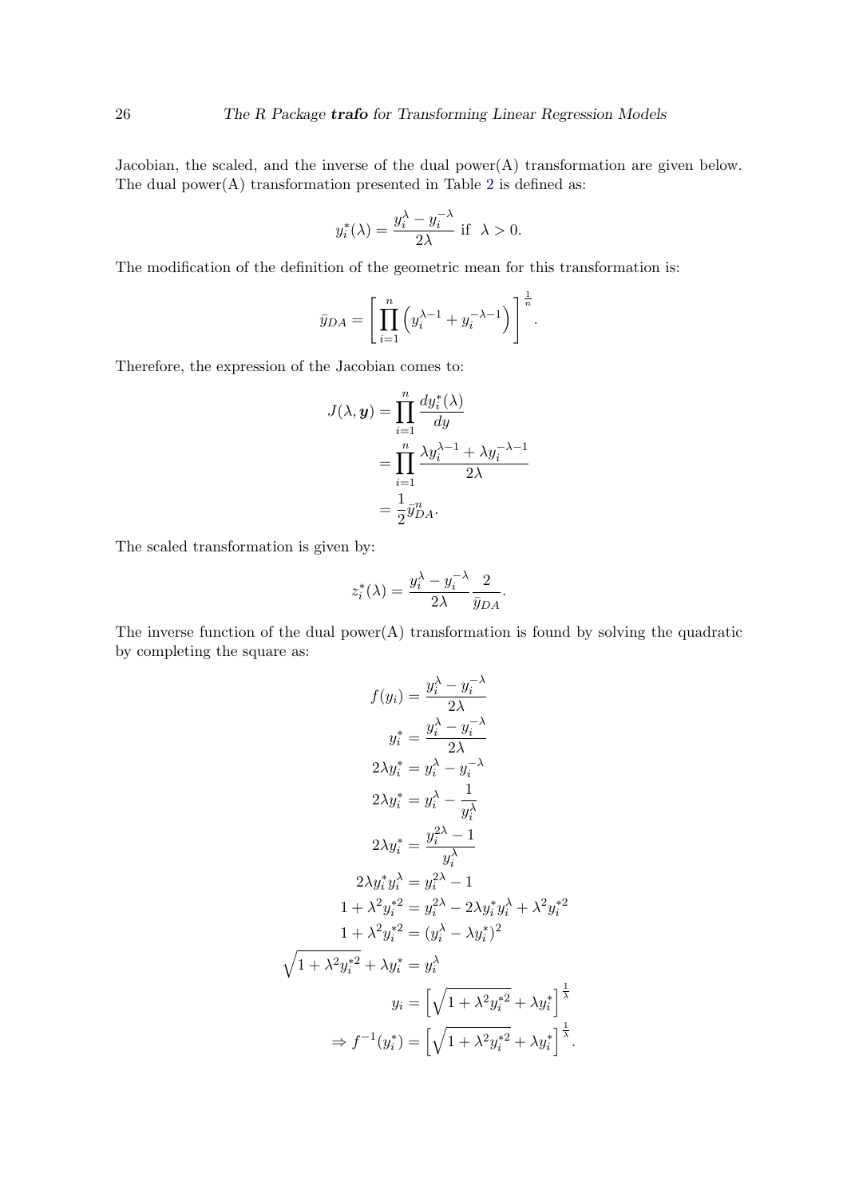Jacobian, the scaled, and the inverse of the dual power(A) transformation are given below. The dual power(A) transformation presented in Table 2 is defined as:

$$y_i^*(\lambda) = \frac{y_i^{\lambda} - y_i^{-\lambda}}{2\lambda} \text{ if } \lambda > 0.$$

The modification of the definition of the geometric mean for this transformation is:

$$\bar{y}_{DA} = \left[ \prod_{i=1}^{n} \left( y_i^{\lambda-1} + y_i^{-\lambda-1} \right) \right]^{\frac{1}{n}}.$$

Therefore, the expression of the Jacobian comes to:

$$\begin{aligned}
J(\lambda, \boldsymbol{y}) &= \prod_{i=1}^{n} \frac{dy_i^*(\lambda)}{dy} \\
&= \prod_{i=1}^{n} \frac{\lambda y_i^{\lambda-1} + \lambda y_i^{-\lambda-1}}{2\lambda} \\
&= \frac{1}{2} \bar{y}_{DA}^{n}.
\end{aligned}$$

The scaled transformation is given by:

$$z_i^*(\lambda) = \frac{y_i^{\lambda} - y_i^{-\lambda}}{2\lambda} \frac{2}{\bar{y}_{DA}}.$$

The inverse function of the dual power(A) transformation is found by solving the quadratic by completing the square as:

$$\begin{aligned}
f(y_i) &= \frac{y_i^{\lambda} - y_i^{-\lambda}}{2\lambda} \\
y_i^* &= \frac{y_i^{\lambda} - y_i^{-\lambda}}{2\lambda} \\
2\lambda y_i^* &= y_i^{\lambda} - y_i^{-\lambda} \\
2\lambda y_i^* &= y_i^{\lambda} - \frac{1}{y_i^{\lambda}} \\
2\lambda y_i^* &= \frac{y_i^{2\lambda} - 1}{y_i^{\lambda}} \\
2\lambda y_i^* y_i^{\lambda} &= y_i^{2\lambda} - 1 \\
1 + \lambda^2 y_i^{*2} &= y_i^{2\lambda} - 2\lambda y_i^* y_i^{\lambda} + \lambda^2 y_i^{*2} \\
1 + \lambda^2 y_i^{*2} &= (y_i^{\lambda} - \lambda y_i^*)^2 \\
\sqrt{1 + \lambda^2 y_i^{*2}} + \lambda y_i^* &= y_i^{\lambda} \\
y_i &= \left[ \sqrt{1 + \lambda^2 y_i^{*2}} + \lambda y_i^* \right]^{\frac{1}{\lambda}} \\
\Rightarrow f^{-1}(y_i^*) &= \left[ \sqrt{1 + \lambda^2 y_i^{*2}} + \lambda y_i^* \right]^{\frac{1}{\lambda}}.
\end{aligned}$$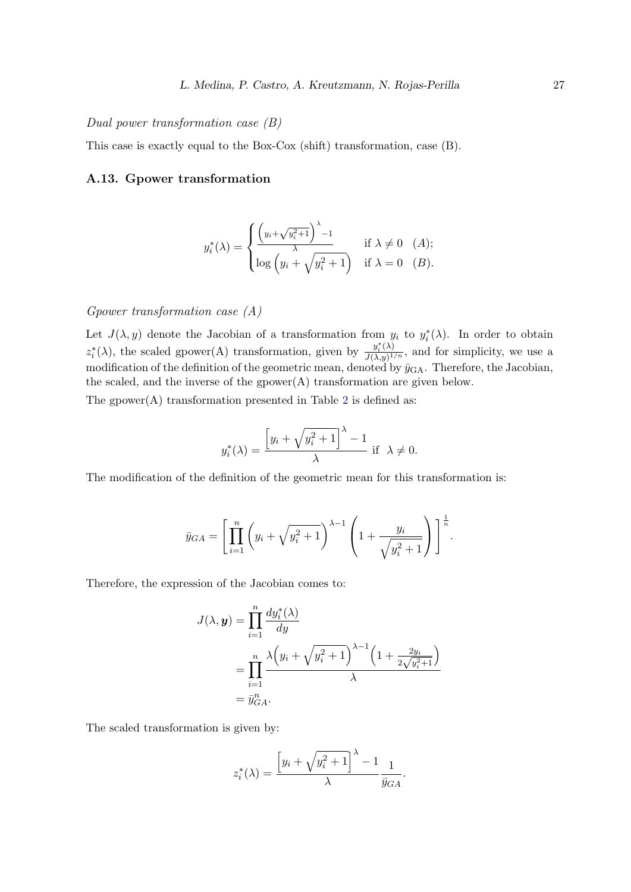*Dual power transformation case (B)*

This case is exactly equal to the Box-Cox (shift) transformation, case (B).

### A.13. Gpower transformation

$$y_i^*(\lambda) = \begin{cases} \frac{\left(y_i + \sqrt{y_i^2+1}\right)^{\lambda} - 1}{\lambda} & \text{if } \lambda \neq 0 \quad (A); \\ \log\left(y_i + \sqrt{y_i^2+1}\right) & \text{if } \lambda = 0 \quad (B). \end{cases}$$

*Gpower transformation case (A)*

Let $J(\lambda, y)$ denote the Jacobian of a transformation from $y_i$ to $y_i^*(\lambda)$. In order to obtain $z_i^*(\lambda)$, the scaled gpower(A) transformation, given by $\frac{y_i^*(\lambda)}{J(\lambda,y)^{1/n}}$, and for simplicity, we use a modification of the definition of the geometric mean, denoted by $\bar{y}_{\text{GA}}$. Therefore, the Jacobian, the scaled, and the inverse of the gpower(A) transformation are given below.

The gpower(A) transformation presented in Table 2 is defined as:

$$y_i^*(\lambda) = \frac{\left[y_i + \sqrt{y_i^2+1}\right]^{\lambda} - 1}{\lambda} \text{ if } \lambda \neq 0.$$

The modification of the definition of the geometric mean for this transformation is:

$$\bar{y}_{GA} = \left[\prod_{i=1}^{n} \left(y_i + \sqrt{y_i^2+1}\right)^{\lambda-1} \left(1 + \frac{y_i}{\sqrt{y_i^2+1}}\right)\right]^{\frac{1}{n}}.$$

Therefore, the expression of the Jacobian comes to:

$$\begin{aligned} J(\lambda, \boldsymbol{y}) &= \prod_{i=1}^{n} \frac{dy_i^*(\lambda)}{dy} \\ &= \prod_{i=1}^{n} \frac{\lambda\left(y_i + \sqrt{y_i^2+1}\right)^{\lambda-1}\left(1 + \frac{2y_i}{2\sqrt{y_i^2+1}}\right)}{\lambda} \\ &= \bar{y}_{GA}^{n}. \end{aligned}$$

The scaled transformation is given by:

$$z_i^*(\lambda) = \frac{\left[y_i + \sqrt{y_i^2+1}\right]^{\lambda} - 1}{\lambda} \frac{1}{\bar{y}_{GA}}.$$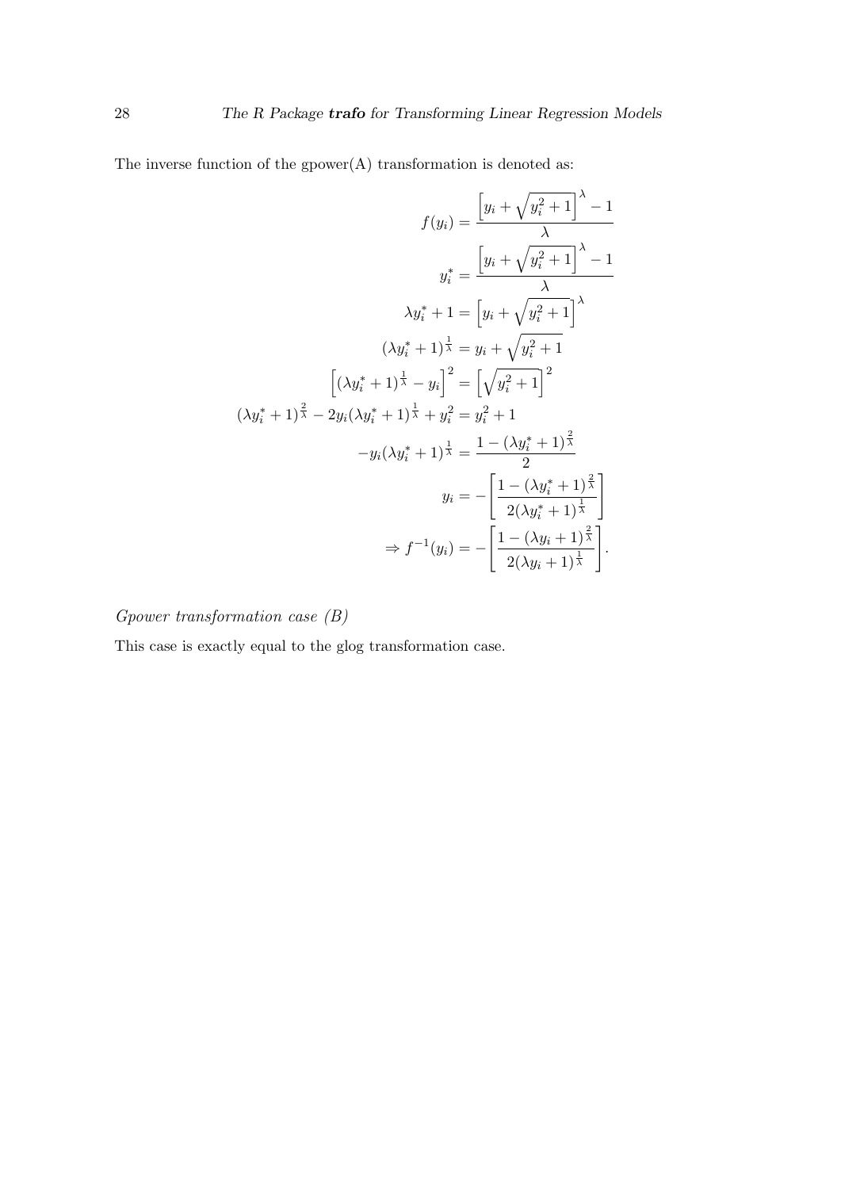The inverse function of the gpower(A) transformation is denoted as:

$$
\begin{aligned}
f(y_i) &= \frac{\left[y_i + \sqrt{y_i^2 + 1}\right]^{\lambda} - 1}{\lambda} \\
y_i^* &= \frac{\left[y_i + \sqrt{y_i^2 + 1}\right]^{\lambda} - 1}{\lambda} \\
\lambda y_i^* + 1 &= \left[y_i + \sqrt{y_i^2 + 1}\right]^{\lambda} \\
(\lambda y_i^* + 1)^{\frac{1}{\lambda}} &= y_i + \sqrt{y_i^2 + 1} \\
\left[(\lambda y_i^* + 1)^{\frac{1}{\lambda}} - y_i\right]^2 &= \left[\sqrt{y_i^2 + 1}\right]^2 \\
(\lambda y_i^* + 1)^{\frac{2}{\lambda}} - 2y_i(\lambda y_i^* + 1)^{\frac{1}{\lambda}} + y_i^2 &= y_i^2 + 1 \\
-y_i(\lambda y_i^* + 1)^{\frac{1}{\lambda}} &= \frac{1 - (\lambda y_i^* + 1)^{\frac{2}{\lambda}}}{2} \\
y_i &= -\left[\frac{1 - (\lambda y_i^* + 1)^{\frac{2}{\lambda}}}{2(\lambda y_i^* + 1)^{\frac{1}{\lambda}}}\right] \\
\Rightarrow f^{-1}(y_i) &= -\left[\frac{1 - (\lambda y_i + 1)^{\frac{2}{\lambda}}}{2(\lambda y_i + 1)^{\frac{1}{\lambda}}}\right].
\end{aligned}
$$

*Gpower transformation case (B)*

This case is exactly equal to the glog transformation case.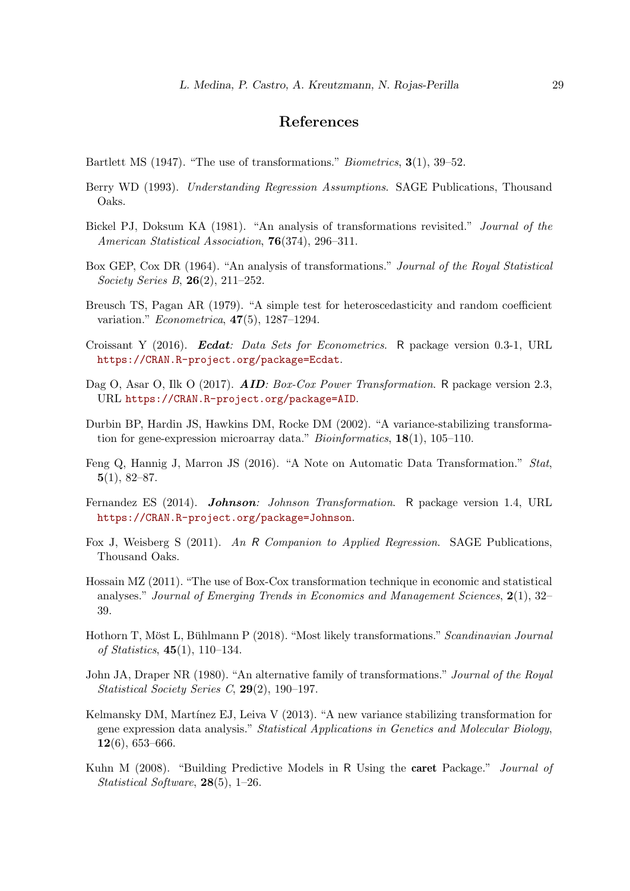# References

Bartlett MS (1947). "The use of transformations." *Biometrics*, **3**(1), 39–52.

Berry WD (1993). *Understanding Regression Assumptions*. SAGE Publications, Thousand Oaks.

Bickel PJ, Doksum KA (1981). "An analysis of transformations revisited." *Journal of the American Statistical Association*, **76**(374), 296–311.

Box GEP, Cox DR (1964). "An analysis of transformations." *Journal of the Royal Statistical Society Series B*, **26**(2), 211–252.

Breusch TS, Pagan AR (1979). "A simple test for heteroscedasticity and random coefficient variation." *Econometrica*, **47**(5), 1287–1294.

Croissant Y (2016). ***Ecdat**: Data Sets for Econometrics*. R package version 0.3-1, URL https://CRAN.R-project.org/package=Ecdat.

Dag O, Asar O, Ilk O (2017). ***AID**: Box-Cox Power Transformation*. R package version 2.3, URL https://CRAN.R-project.org/package=AID.

Durbin BP, Hardin JS, Hawkins DM, Rocke DM (2002). "A variance-stabilizing transformation for gene-expression microarray data." *Bioinformatics*, **18**(1), 105–110.

Feng Q, Hannig J, Marron JS (2016). "A Note on Automatic Data Transformation." *Stat*, **5**(1), 82–87.

Fernandez ES (2014). ***Johnson**: Johnson Transformation*. R package version 1.4, URL https://CRAN.R-project.org/package=Johnson.

Fox J, Weisberg S (2011). *An R Companion to Applied Regression*. SAGE Publications, Thousand Oaks.

Hossain MZ (2011). "The use of Box-Cox transformation technique in economic and statistical analyses." *Journal of Emerging Trends in Economics and Management Sciences*, **2**(1), 32–39.

Hothorn T, Möst L, Bühlmann P (2018). "Most likely transformations." *Scandinavian Journal of Statistics*, **45**(1), 110–134.

John JA, Draper NR (1980). "An alternative family of transformations." *Journal of the Royal Statistical Society Series C*, **29**(2), 190–197.

Kelmansky DM, Martínez EJ, Leiva V (2013). "A new variance stabilizing transformation for gene expression data analysis." *Statistical Applications in Genetics and Molecular Biology*, **12**(6), 653–666.

Kuhn M (2008). "Building Predictive Models in R Using the **caret** Package." *Journal of Statistical Software*, **28**(5), 1–26.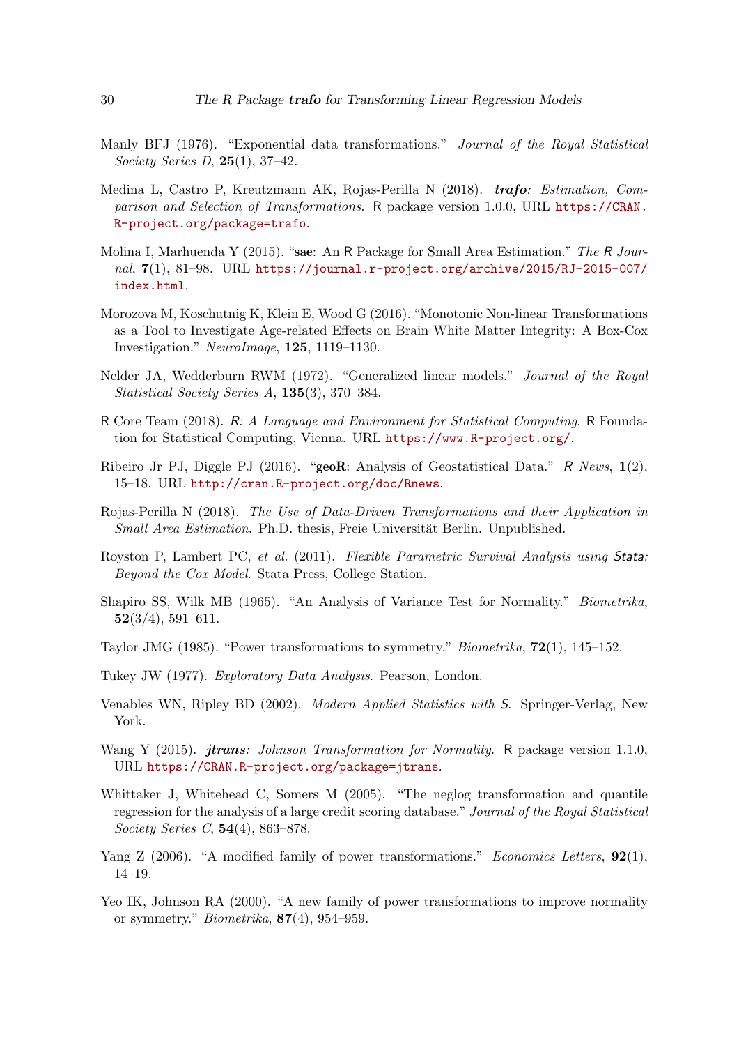Manly BFJ (1976). "Exponential data transformations." *Journal of the Royal Statistical Society Series D*, **25**(1), 37–42.

Medina L, Castro P, Kreutzmann AK, Rojas-Perilla N (2018). ***trafo**: Estimation, Comparison and Selection of Transformations*. R package version 1.0.0, URL https://CRAN.R-project.org/package=trafo.

Molina I, Marhuenda Y (2015). "**sae**: An R Package for Small Area Estimation." *The R Journal*, **7**(1), 81–98. URL https://journal.r-project.org/archive/2015/RJ-2015-007/index.html.

Morozova M, Koschutnig K, Klein E, Wood G (2016). "Monotonic Non-linear Transformations as a Tool to Investigate Age-related Effects on Brain White Matter Integrity: A Box-Cox Investigation." *NeuroImage*, **125**, 1119–1130.

Nelder JA, Wedderburn RWM (1972). "Generalized linear models." *Journal of the Royal Statistical Society Series A*, **135**(3), 370–384.

R Core Team (2018). *R: A Language and Environment for Statistical Computing*. R Foundation for Statistical Computing, Vienna. URL https://www.R-project.org/.

Ribeiro Jr PJ, Diggle PJ (2016). "**geoR**: Analysis of Geostatistical Data." *R News*, **1**(2), 15–18. URL http://cran.R-project.org/doc/Rnews.

Rojas-Perilla N (2018). *The Use of Data-Driven Transformations and their Application in Small Area Estimation*. Ph.D. thesis, Freie Universität Berlin. Unpublished.

Royston P, Lambert PC, *et al.* (2011). *Flexible Parametric Survival Analysis using Stata: Beyond the Cox Model*. Stata Press, College Station.

Shapiro SS, Wilk MB (1965). "An Analysis of Variance Test for Normality." *Biometrika*, **52**(3/4), 591–611.

Taylor JMG (1985). "Power transformations to symmetry." *Biometrika*, **72**(1), 145–152.

Tukey JW (1977). *Exploratory Data Analysis*. Pearson, London.

Venables WN, Ripley BD (2002). *Modern Applied Statistics with S*. Springer-Verlag, New York.

Wang Y (2015). ***jtrans**: Johnson Transformation for Normality*. R package version 1.1.0, URL https://CRAN.R-project.org/package=jtrans.

Whittaker J, Whitehead C, Somers M (2005). "The neglog transformation and quantile regression for the analysis of a large credit scoring database." *Journal of the Royal Statistical Society Series C*, **54**(4), 863–878.

Yang Z (2006). "A modified family of power transformations." *Economics Letters*, **92**(1), 14–19.

Yeo IK, Johnson RA (2000). "A new family of power transformations to improve normality or symmetry." *Biometrika*, **87**(4), 954–959.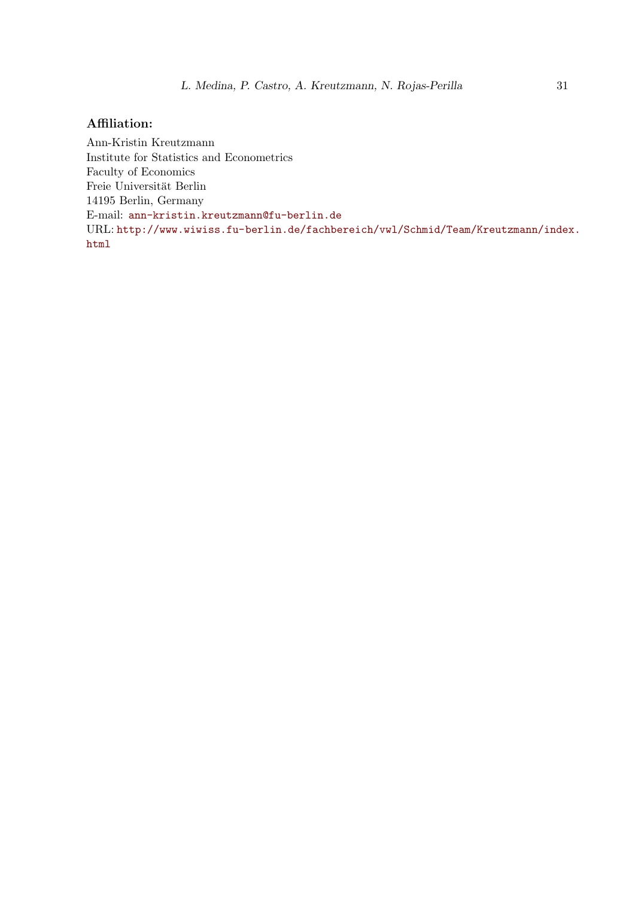**Affiliation:**

Ann-Kristin Kreutzmann
Institute for Statistics and Econometrics
Faculty of Economics
Freie Universität Berlin
14195 Berlin, Germany
E-mail: ann-kristin.kreutzmann@fu-berlin.de
URL: http://www.wiwiss.fu-berlin.de/fachbereich/vwl/Schmid/Team/Kreutzmann/index.html